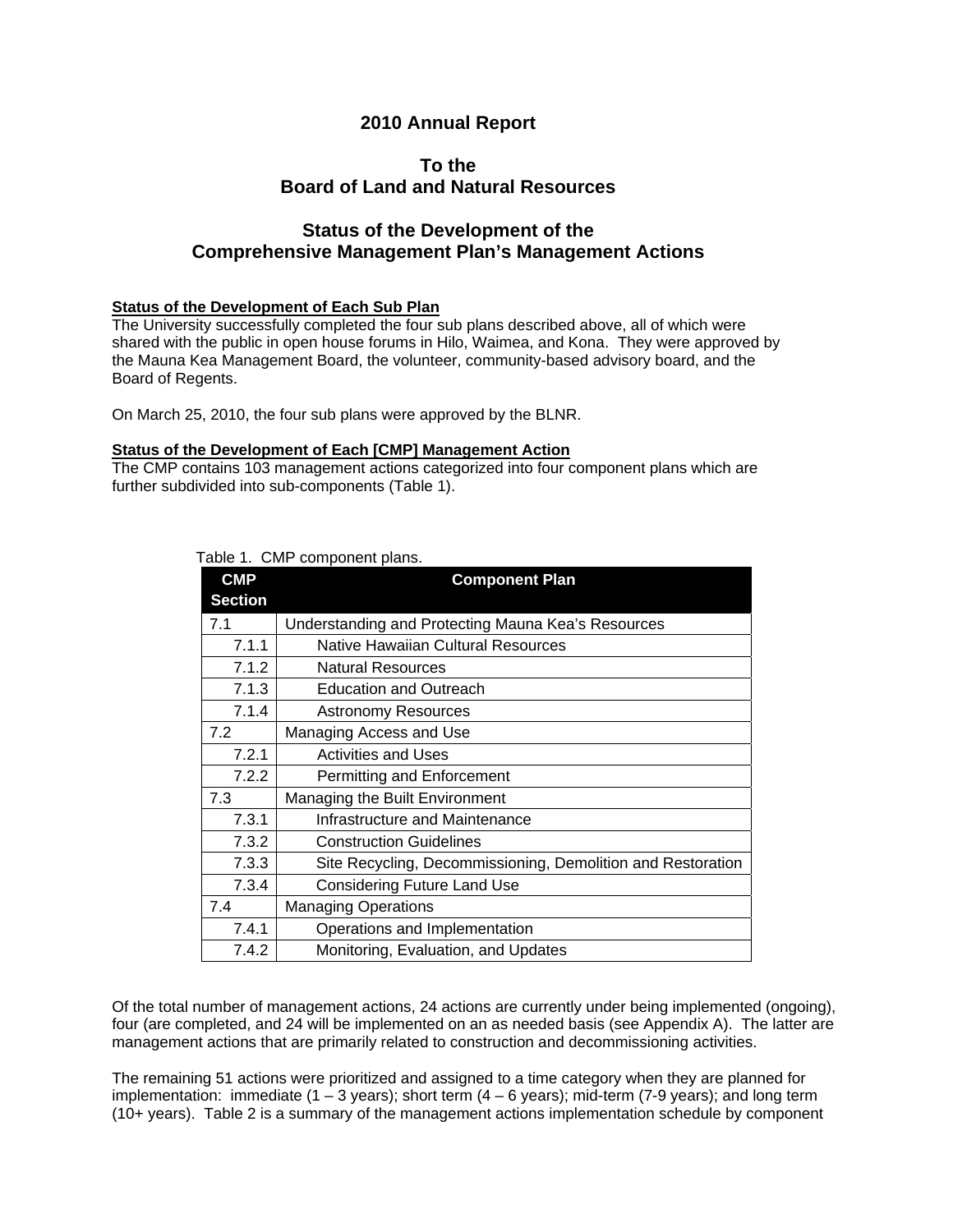# 2010 Annual Report

## To the Board of Land and Natural Resources

## Status of the Development of the Comprehensive Management Plan's Management Actions

**Status of the Development of Each Sub Plan**

The University successfully completed the four sub plans described above, all of which were shared with the public in open house forums in Hilo, Waimea, and Kona. They were approved by the Mauna Kea Management Board, the volunteer, community-based advisory board, and the Board of Regents.

On March 25, 2010, the four sub plans were approved by the BLNR.

**Status of the Development of Each [CMP] Management Action**

The CMP contains 103 management actions categorized into four component plans which are further subdivided into sub-components (Table 1).

Table 1. CMP component plans.

| CMP Section | Component Plan |
|---|---|
| 7.1 | Understanding and Protecting Mauna Kea's Resources |
| 7.1.1 | Native Hawaiian Cultural Resources |
| 7.1.2 | Natural Resources |
| 7.1.3 | Education and Outreach |
| 7.1.4 | Astronomy Resources |
| 7.2 | Managing Access and Use |
| 7.2.1 | Activities and Uses |
| 7.2.2 | Permitting and Enforcement |
| 7.3 | Managing the Built Environment |
| 7.3.1 | Infrastructure and Maintenance |
| 7.3.2 | Construction Guidelines |
| 7.3.3 | Site Recycling, Decommissioning, Demolition and Restoration |
| 7.3.4 | Considering Future Land Use |
| 7.4 | Managing Operations |
| 7.4.1 | Operations and Implementation |
| 7.4.2 | Monitoring, Evaluation, and Updates |

Of the total number of management actions, 24 actions are currently under being implemented (ongoing), four (are completed, and 24 will be implemented on an as needed basis (see Appendix A). The latter are management actions that are primarily related to construction and decommissioning activities.

The remaining 51 actions were prioritized and assigned to a time category when they are planned for implementation: immediate (1 – 3 years); short term (4 – 6 years); mid-term (7-9 years); and long term (10+ years). Table 2 is a summary of the management actions implementation schedule by component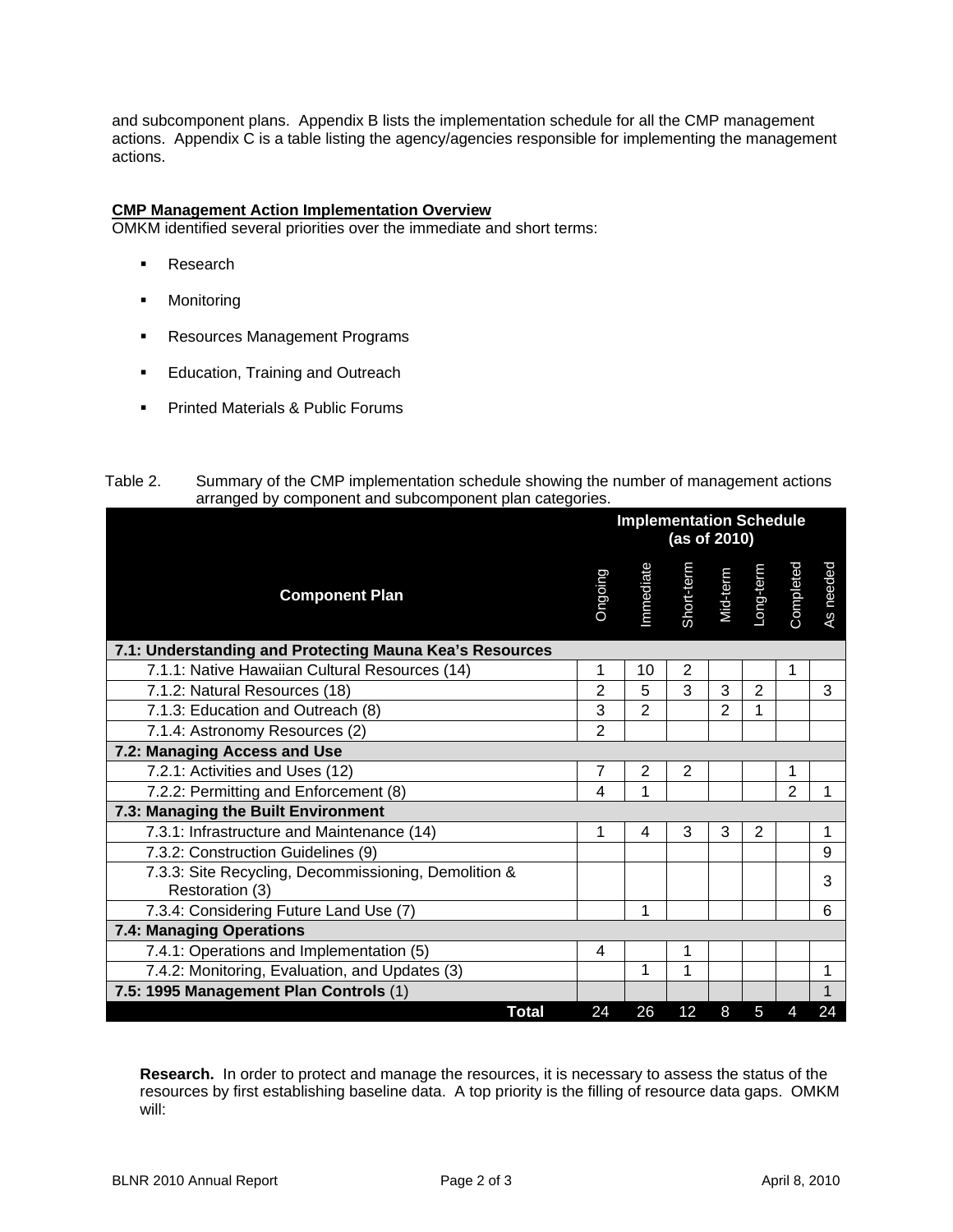and subcomponent plans. Appendix B lists the implementation schedule for all the CMP management actions. Appendix C is a table listing the agency/agencies responsible for implementing the management actions.

**CMP Management Action Implementation Overview**

OMKM identified several priorities over the immediate and short terms:

- Research
- Monitoring
- Resources Management Programs
- Education, Training and Outreach
- Printed Materials & Public Forums

Table 2. Summary of the CMP implementation schedule showing the number of management actions arranged by component and subcomponent plan categories.

| Component Plan | Implementation Schedule (as of 2010) | | | | | | |
|---|---|---|---|---|---|---|---|
| | Ongoing | Immediate | Short-term | Mid-term | Long-term | Completed | As needed |
| **7.1: Understanding and Protecting Mauna Kea's Resources** | | | | | | | |
| 7.1.1: Native Hawaiian Cultural Resources (14) | 1 | 10 | 2 | | | 1 | |
| 7.1.2: Natural Resources (18) | 2 | 5 | 3 | 3 | 2 | | 3 |
| 7.1.3: Education and Outreach (8) | 3 | 2 | | 2 | 1 | | |
| 7.1.4: Astronomy Resources (2) | 2 | | | | | | |
| **7.2: Managing Access and Use** | | | | | | | |
| 7.2.1: Activities and Uses (12) | 7 | 2 | 2 | | | 1 | |
| 7.2.2: Permitting and Enforcement (8) | 4 | 1 | | | | 2 | 1 |
| **7.3: Managing the Built Environment** | | | | | | | |
| 7.3.1: Infrastructure and Maintenance (14) | 1 | 4 | 3 | 3 | 2 | | 1 |
| 7.3.2: Construction Guidelines (9) | | | | | | | 9 |
| 7.3.3: Site Recycling, Decommissioning, Demolition & Restoration (3) | | | | | | | 3 |
| 7.3.4: Considering Future Land Use (7) | | 1 | | | | | 6 |
| **7.4: Managing Operations** | | | | | | | |
| 7.4.1: Operations and Implementation (5) | 4 | | 1 | | | | |
| 7.4.2: Monitoring, Evaluation, and Updates (3) | | 1 | 1 | | | | 1 |
| **7.5: 1995 Management Plan Controls** (1) | | | | | | | 1 |
| **Total** | 24 | 26 | 12 | 8 | 5 | 4 | 24 |

**Research.** In order to protect and manage the resources, it is necessary to assess the status of the resources by first establishing baseline data. A top priority is the filling of resource data gaps. OMKM will: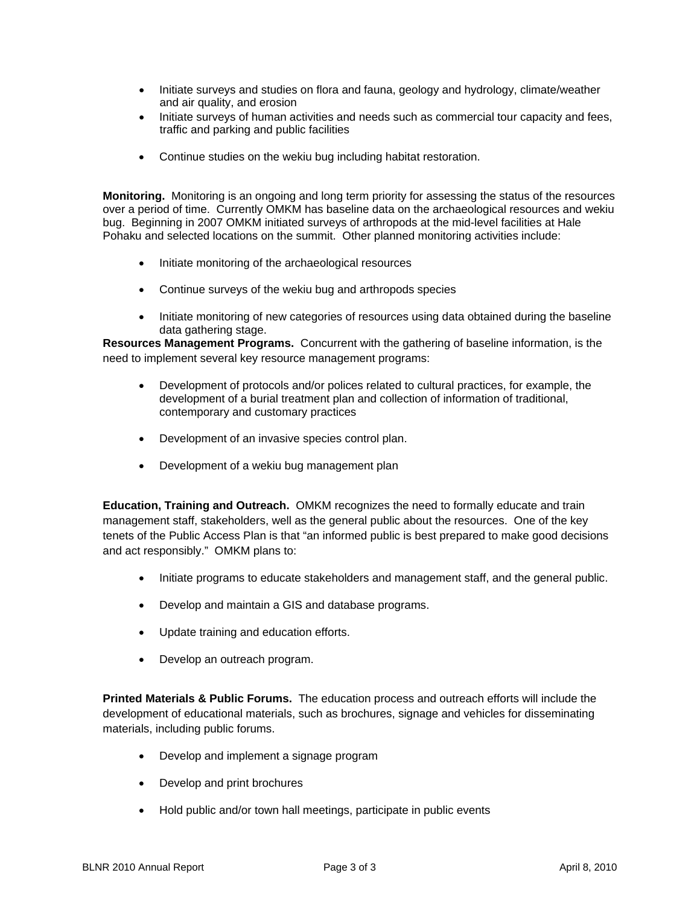- Initiate surveys and studies on flora and fauna, geology and hydrology, climate/weather and air quality, and erosion
- Initiate surveys of human activities and needs such as commercial tour capacity and fees, traffic and parking and public facilities
- Continue studies on the wekiu bug including habitat restoration.

**Monitoring.** Monitoring is an ongoing and long term priority for assessing the status of the resources over a period of time. Currently OMKM has baseline data on the archaeological resources and wekiu bug. Beginning in 2007 OMKM initiated surveys of arthropods at the mid-level facilities at Hale Pohaku and selected locations on the summit. Other planned monitoring activities include:

- Initiate monitoring of the archaeological resources
- Continue surveys of the wekiu bug and arthropods species
- Initiate monitoring of new categories of resources using data obtained during the baseline data gathering stage.

**Resources Management Programs.** Concurrent with the gathering of baseline information, is the need to implement several key resource management programs:

- Development of protocols and/or polices related to cultural practices, for example, the development of a burial treatment plan and collection of information of traditional, contemporary and customary practices
- Development of an invasive species control plan.
- Development of a wekiu bug management plan

**Education, Training and Outreach.** OMKM recognizes the need to formally educate and train management staff, stakeholders, well as the general public about the resources. One of the key tenets of the Public Access Plan is that "an informed public is best prepared to make good decisions and act responsibly." OMKM plans to:

- Initiate programs to educate stakeholders and management staff, and the general public.
- Develop and maintain a GIS and database programs.
- Update training and education efforts.
- Develop an outreach program.

**Printed Materials & Public Forums.** The education process and outreach efforts will include the development of educational materials, such as brochures, signage and vehicles for disseminating materials, including public forums.

- Develop and implement a signage program
- Develop and print brochures
- Hold public and/or town hall meetings, participate in public events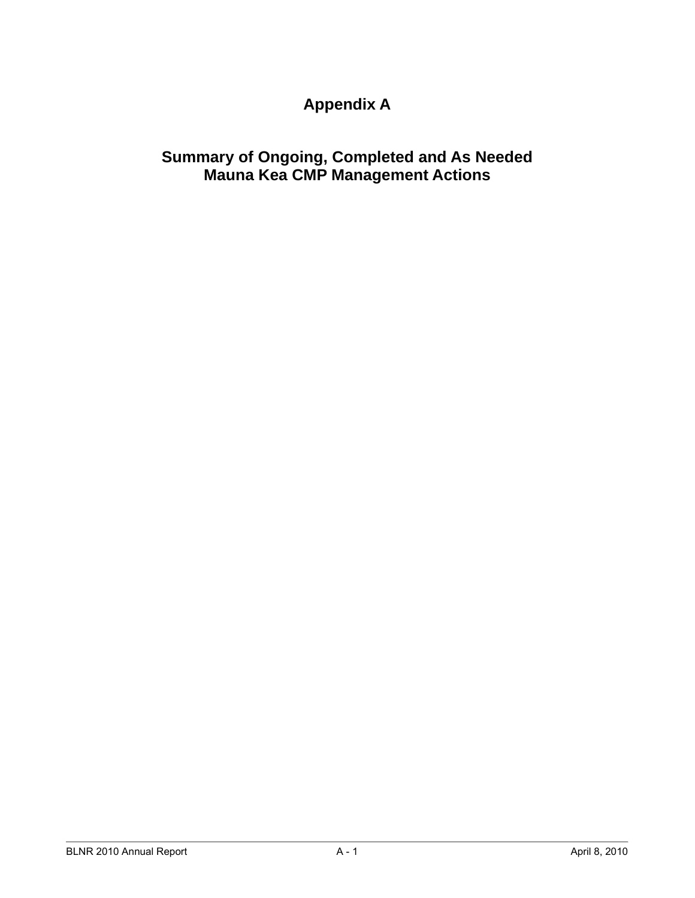# Appendix A

## Summary of Ongoing, Completed and As Needed Mauna Kea CMP Management Actions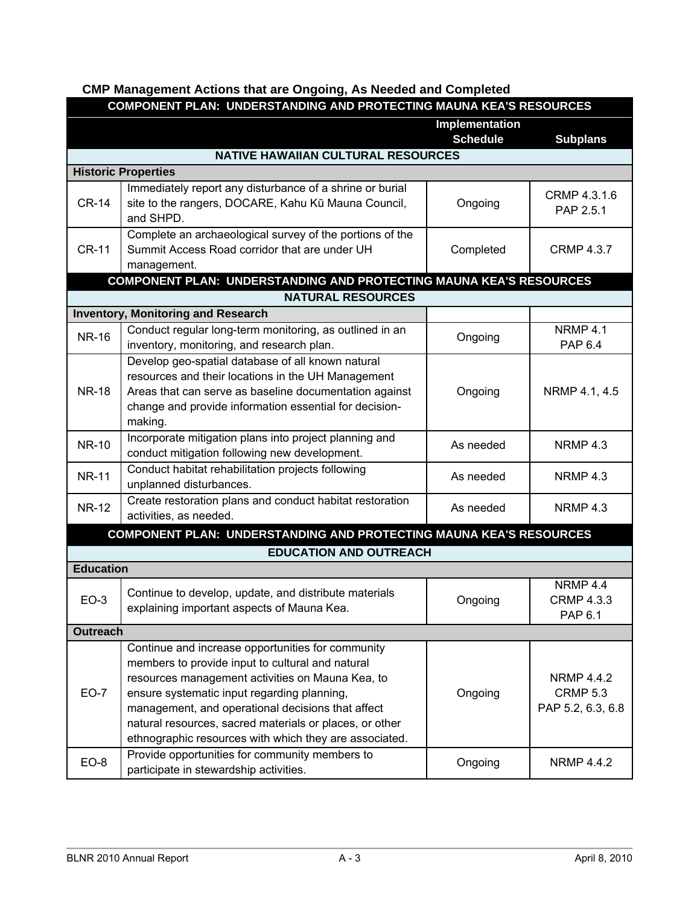### CMP Management Actions that are Ongoing, As Needed and Completed

| COMPONENT PLAN: UNDERSTANDING AND PROTECTING MAUNA KEA'S RESOURCES | | | |
|---|---|---|---|
| | | Implementation Schedule | Subplans |
| **NATIVE HAWAIIAN CULTURAL RESOURCES** | | | |
| **Historic Properties** | | | |
| CR-14 | Immediately report any disturbance of a shrine or burial site to the rangers, DOCARE, Kahu Kū Mauna Council, and SHPD. | Ongoing | CRMP 4.3.1.6<br>PAP 2.5.1 |
| CR-11 | Complete an archaeological survey of the portions of the Summit Access Road corridor that are under UH management. | Completed | CRMP 4.3.7 |
| **COMPONENT PLAN: UNDERSTANDING AND PROTECTING MAUNA KEA'S RESOURCES** | | | |
| **NATURAL RESOURCES** | | | |
| **Inventory, Monitoring and Research** | | | |
| NR-16 | Conduct regular long-term monitoring, as outlined in an inventory, monitoring, and research plan. | Ongoing | NRMP 4.1<br>PAP 6.4 |
| NR-18 | Develop geo-spatial database of all known natural resources and their locations in the UH Management Areas that can serve as baseline documentation against change and provide information essential for decision-making. | Ongoing | NRMP 4.1, 4.5 |
| NR-10 | Incorporate mitigation plans into project planning and conduct mitigation following new development. | As needed | NRMP 4.3 |
| NR-11 | Conduct habitat rehabilitation projects following unplanned disturbances. | As needed | NRMP 4.3 |
| NR-12 | Create restoration plans and conduct habitat restoration activities, as needed. | As needed | NRMP 4.3 |
| **COMPONENT PLAN: UNDERSTANDING AND PROTECTING MAUNA KEA'S RESOURCES** | | | |
| **EDUCATION AND OUTREACH** | | | |
| **Education** | | | |
| EO-3 | Continue to develop, update, and distribute materials explaining important aspects of Mauna Kea. | Ongoing | NRMP 4.4<br>CRMP 4.3.3<br>PAP 6.1 |
| **Outreach** | | | |
| EO-7 | Continue and increase opportunities for community members to provide input to cultural and natural resources management activities on Mauna Kea, to ensure systematic input regarding planning, management, and operational decisions that affect natural resources, sacred materials or places, or other ethnographic resources with which they are associated. | Ongoing | NRMP 4.4.2<br>CRMP 5.3<br>PAP 5.2, 6.3, 6.8 |
| EO-8 | Provide opportunities for community members to participate in stewardship activities. | Ongoing | NRMP 4.4.2 |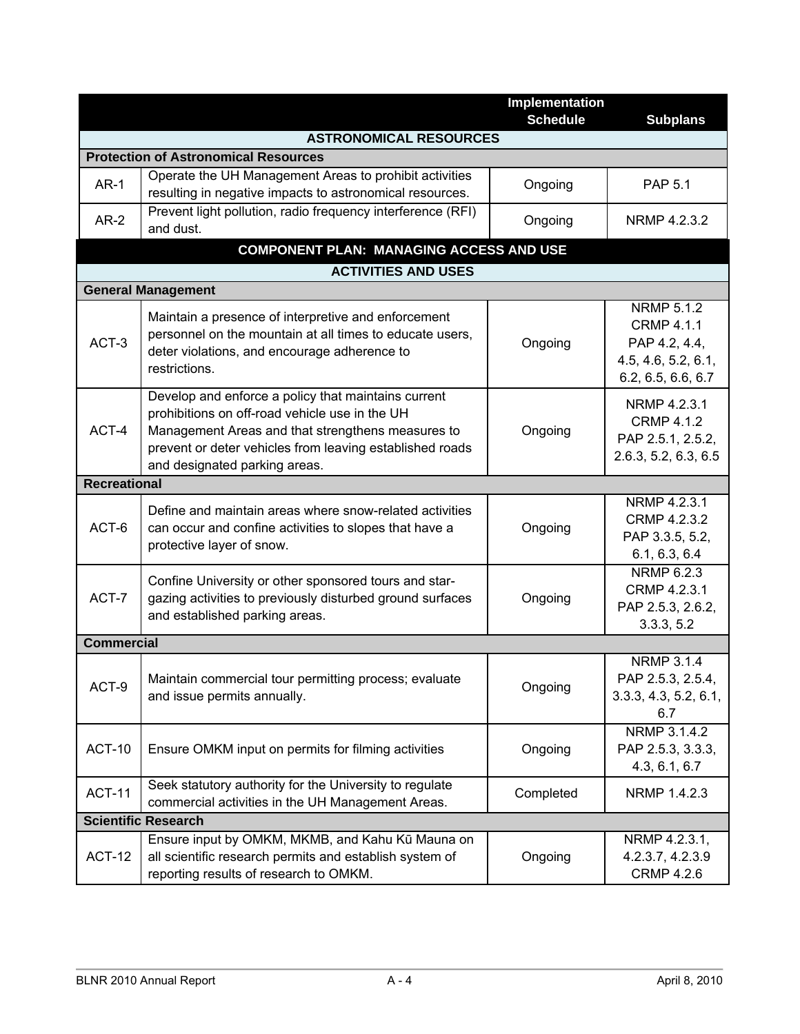| | | Implementation Schedule | Subplans |
|---|---|---|---|
| **ASTRONOMICAL RESOURCES** | | | |
| **Protection of Astronomical Resources** | | | |
| AR-1 | Operate the UH Management Areas to prohibit activities resulting in negative impacts to astronomical resources. | Ongoing | PAP 5.1 |
| AR-2 | Prevent light pollution, radio frequency interference (RFI) and dust. | Ongoing | NRMP 4.2.3.2 |
| **COMPONENT PLAN: MANAGING ACCESS AND USE** | | | |
| **ACTIVITIES AND USES** | | | |
| **General Management** | | | |
| ACT-3 | Maintain a presence of interpretive and enforcement personnel on the mountain at all times to educate users, deter violations, and encourage adherence to restrictions. | Ongoing | NRMP 5.1.2 CRMP 4.1.1 PAP 4.2, 4.4, 4.5, 4.6, 5.2, 6.1, 6.2, 6.5, 6.6, 6.7 |
| ACT-4 | Develop and enforce a policy that maintains current prohibitions on off-road vehicle use in the UH Management Areas and that strengthens measures to prevent or deter vehicles from leaving established roads and designated parking areas. | Ongoing | NRMP 4.2.3.1 CRMP 4.1.2 PAP 2.5.1, 2.5.2, 2.6.3, 5.2, 6.3, 6.5 |
| **Recreational** | | | |
| ACT-6 | Define and maintain areas where snow-related activities can occur and confine activities to slopes that have a protective layer of snow. | Ongoing | NRMP 4.2.3.1 CRMP 4.2.3.2 PAP 3.3.5, 5.2, 6.1, 6.3, 6.4 |
| ACT-7 | Confine University or other sponsored tours and star-gazing activities to previously disturbed ground surfaces and established parking areas. | Ongoing | NRMP 6.2.3 CRMP 4.2.3.1 PAP 2.5.3, 2.6.2, 3.3.3, 5.2 |
| **Commercial** | | | |
| ACT-9 | Maintain commercial tour permitting process; evaluate and issue permits annually. | Ongoing | NRMP 3.1.4 PAP 2.5.3, 2.5.4, 3.3.3, 4.3, 5.2, 6.1, 6.7 |
| ACT-10 | Ensure OMKM input on permits for filming activities | Ongoing | NRMP 3.1.4.2 PAP 2.5.3, 3.3.3, 4.3, 6.1, 6.7 |
| ACT-11 | Seek statutory authority for the University to regulate commercial activities in the UH Management Areas. | Completed | NRMP 1.4.2.3 |
| **Scientific Research** | | | |
| ACT-12 | Ensure input by OMKM, MKMB, and Kahu Kū Mauna on all scientific research permits and establish system of reporting results of research to OMKM. | Ongoing | NRMP 4.2.3.1, 4.2.3.7, 4.2.3.9 CRMP 4.2.6 |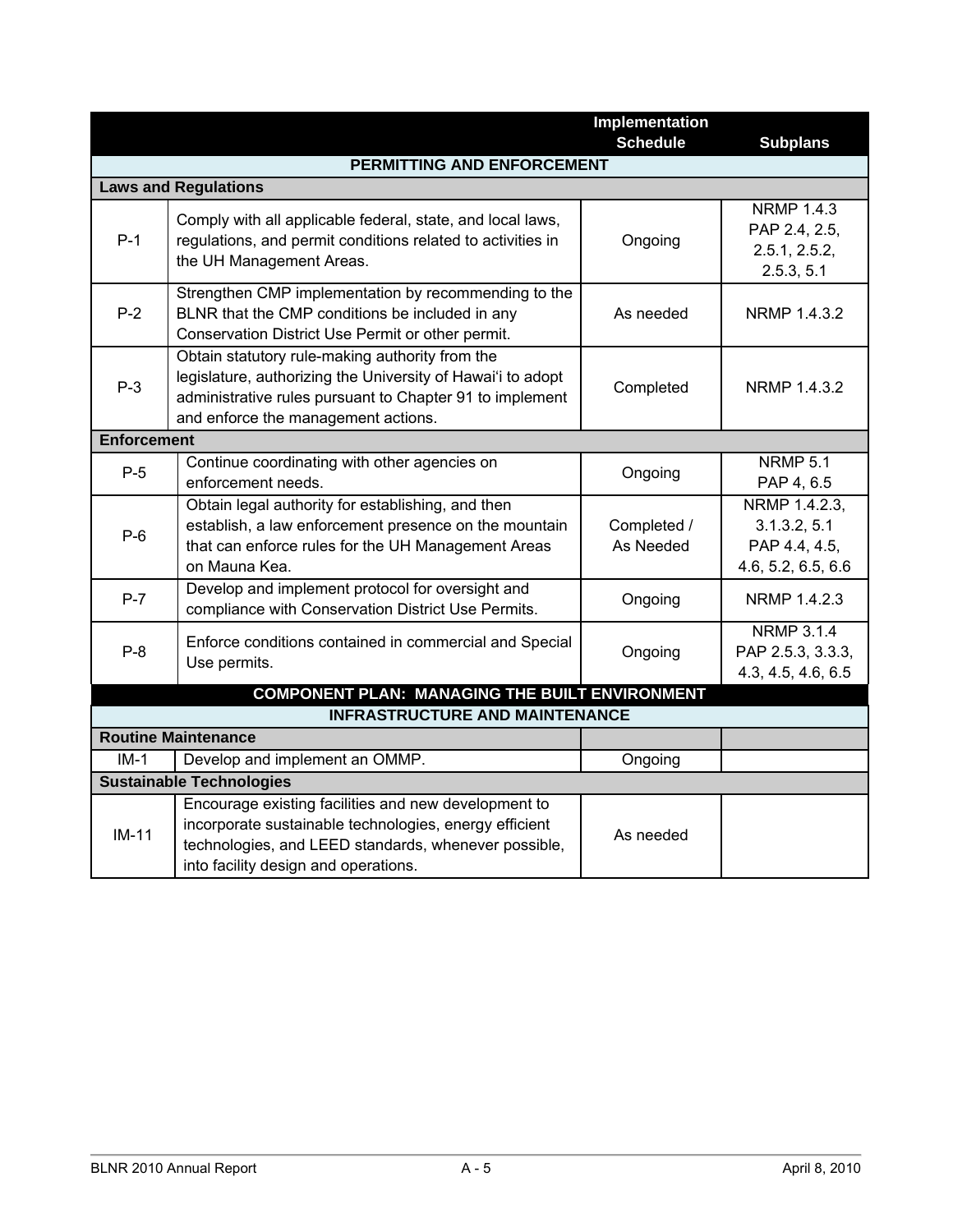| | | Implementation Schedule | Subplans |
|---|---|---|---|
| **PERMITTING AND ENFORCEMENT** | | | |
| **Laws and Regulations** | | | |
| P-1 | Comply with all applicable federal, state, and local laws, regulations, and permit conditions related to activities in the UH Management Areas. | Ongoing | NRMP 1.4.3 PAP 2.4, 2.5, 2.5.1, 2.5.2, 2.5.3, 5.1 |
| P-2 | Strengthen CMP implementation by recommending to the BLNR that the CMP conditions be included in any Conservation District Use Permit or other permit. | As needed | NRMP 1.4.3.2 |
| P-3 | Obtain statutory rule-making authority from the legislature, authorizing the University of Hawai'i to adopt administrative rules pursuant to Chapter 91 to implement and enforce the management actions. | Completed | NRMP 1.4.3.2 |
| **Enforcement** | | | |
| P-5 | Continue coordinating with other agencies on enforcement needs. | Ongoing | NRMP 5.1 PAP 4, 6.5 |
| P-6 | Obtain legal authority for establishing, and then establish, a law enforcement presence on the mountain that can enforce rules for the UH Management Areas on Mauna Kea. | Completed / As Needed | NRMP 1.4.2.3, 3.1.3.2, 5.1 PAP 4.4, 4.5, 4.6, 5.2, 6.5, 6.6 |
| P-7 | Develop and implement protocol for oversight and compliance with Conservation District Use Permits. | Ongoing | NRMP 1.4.2.3 |
| P-8 | Enforce conditions contained in commercial and Special Use permits. | Ongoing | NRMP 3.1.4 PAP 2.5.3, 3.3.3, 4.3, 4.5, 4.6, 6.5 |
| **COMPONENT PLAN: MANAGING THE BUILT ENVIRONMENT** | | | |
| **INFRASTRUCTURE AND MAINTENANCE** | | | |
| **Routine Maintenance** | | | |
| IM-1 | Develop and implement an OMMP. | Ongoing | |
| **Sustainable Technologies** | | | |
| IM-11 | Encourage existing facilities and new development to incorporate sustainable technologies, energy efficient technologies, and LEED standards, whenever possible, into facility design and operations. | As needed | |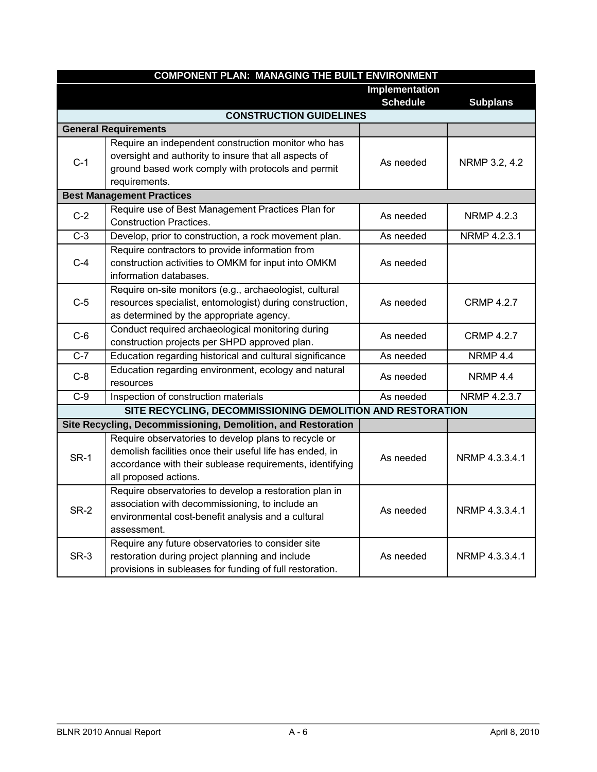| COMPONENT PLAN: MANAGING THE BUILT ENVIRONMENT | | | |
|---|---|---|---|
| | | Implementation Schedule | Subplans |
| **CONSTRUCTION GUIDELINES** | | | |
| **General Requirements** | | | |
| C-1 | Require an independent construction monitor who has oversight and authority to insure that all aspects of ground based work comply with protocols and permit requirements. | As needed | NRMP 3.2, 4.2 |
| **Best Management Practices** | | | |
| C-2 | Require use of Best Management Practices Plan for Construction Practices. | As needed | NRMP 4.2.3 |
| C-3 | Develop, prior to construction, a rock movement plan. | As needed | NRMP 4.2.3.1 |
| C-4 | Require contractors to provide information from construction activities to OMKM for input into OMKM information databases. | As needed | |
| C-5 | Require on-site monitors (e.g., archaeologist, cultural resources specialist, entomologist) during construction, as determined by the appropriate agency. | As needed | CRMP 4.2.7 |
| C-6 | Conduct required archaeological monitoring during construction projects per SHPD approved plan. | As needed | CRMP 4.2.7 |
| C-7 | Education regarding historical and cultural significance | As needed | NRMP 4.4 |
| C-8 | Education regarding environment, ecology and natural resources | As needed | NRMP 4.4 |
| C-9 | Inspection of construction materials | As needed | NRMP 4.2.3.7 |
| **SITE RECYCLING, DECOMMISSIONING DEMOLITION AND RESTORATION** | | | |
| **Site Recycling, Decommissioning, Demolition, and Restoration** | | | |
| SR-1 | Require observatories to develop plans to recycle or demolish facilities once their useful life has ended, in accordance with their sublease requirements, identifying all proposed actions. | As needed | NRMP 4.3.3.4.1 |
| SR-2 | Require observatories to develop a restoration plan in association with decommissioning, to include an environmental cost-benefit analysis and a cultural assessment. | As needed | NRMP 4.3.3.4.1 |
| SR-3 | Require any future observatories to consider site restoration during project planning and include provisions in subleases for funding of full restoration. | As needed | NRMP 4.3.3.4.1 |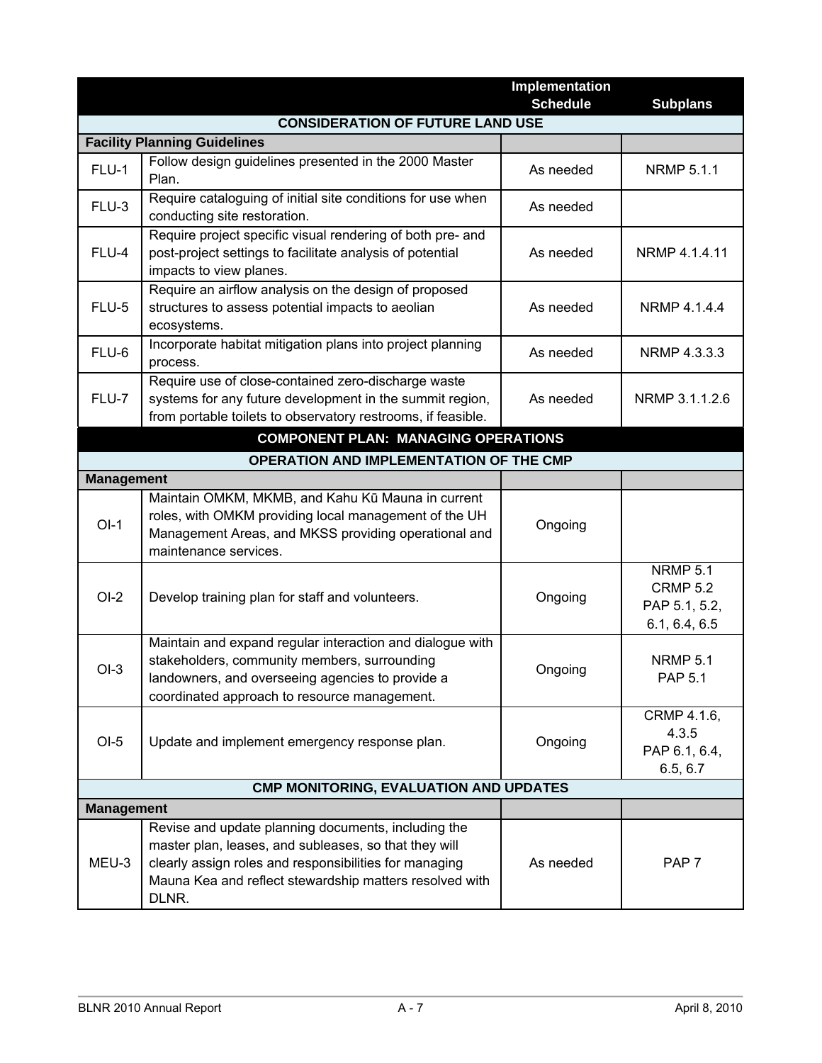| | | Implementation Schedule | Subplans |
|---|---|---|---|
| **CONSIDERATION OF FUTURE LAND USE** | | | |
| **Facility Planning Guidelines** | | | |
| FLU-1 | Follow design guidelines presented in the 2000 Master Plan. | As needed | NRMP 5.1.1 |
| FLU-3 | Require cataloguing of initial site conditions for use when conducting site restoration. | As needed | |
| FLU-4 | Require project specific visual rendering of both pre- and post-project settings to facilitate analysis of potential impacts to view planes. | As needed | NRMP 4.1.4.11 |
| FLU-5 | Require an airflow analysis on the design of proposed structures to assess potential impacts to aeolian ecosystems. | As needed | NRMP 4.1.4.4 |
| FLU-6 | Incorporate habitat mitigation plans into project planning process. | As needed | NRMP 4.3.3.3 |
| FLU-7 | Require use of close-contained zero-discharge waste systems for any future development in the summit region, from portable toilets to observatory restrooms, if feasible. | As needed | NRMP 3.1.1.2.6 |
| **COMPONENT PLAN: MANAGING OPERATIONS** | | | |
| **OPERATION AND IMPLEMENTATION OF THE CMP** | | | |
| **Management** | | | |
| OI-1 | Maintain OMKM, MKMB, and Kahu Kū Mauna in current roles, with OMKM providing local management of the UH Management Areas, and MKSS providing operational and maintenance services. | Ongoing | |
| OI-2 | Develop training plan for staff and volunteers. | Ongoing | NRMP 5.1<br>CRMP 5.2<br>PAP 5.1, 5.2, 6.1, 6.4, 6.5 |
| OI-3 | Maintain and expand regular interaction and dialogue with stakeholders, community members, surrounding landowners, and overseeing agencies to provide a coordinated approach to resource management. | Ongoing | NRMP 5.1<br>PAP 5.1 |
| OI-5 | Update and implement emergency response plan. | Ongoing | CRMP 4.1.6, 4.3.5<br>PAP 6.1, 6.4, 6.5, 6.7 |
| **CMP MONITORING, EVALUATION AND UPDATES** | | | |
| **Management** | | | |
| MEU-3 | Revise and update planning documents, including the master plan, leases, and subleases, so that they will clearly assign roles and responsibilities for managing Mauna Kea and reflect stewardship matters resolved with DLNR. | As needed | PAP 7 |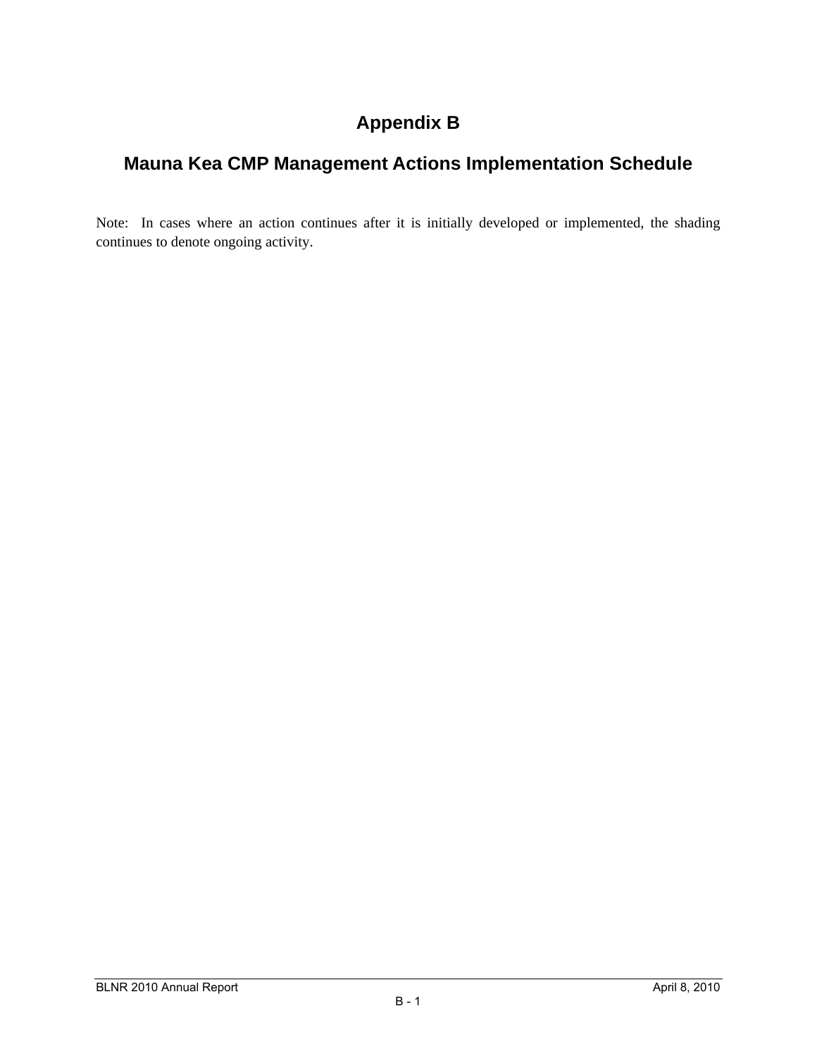# Appendix B

## Mauna Kea CMP Management Actions Implementation Schedule

Note: In cases where an action continues after it is initially developed or implemented, the shading continues to denote ongoing activity.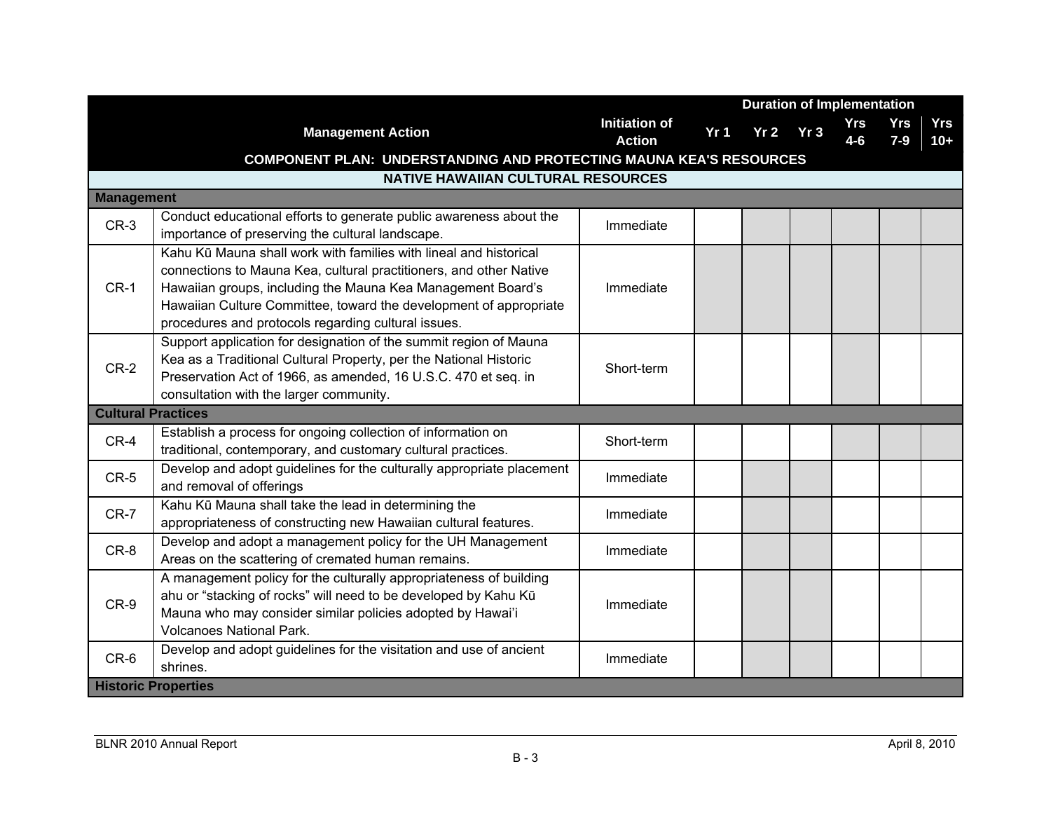| | Management Action | Initiation of Action | Duration of Implementation | | | | | |
|---|---|---|---|---|---|---|---|---|
| | | | Yr 1 | Yr 2 | Yr 3 | Yrs 4-6 | Yrs 7-9 | Yrs 10+ |
| **COMPONENT PLAN: UNDERSTANDING AND PROTECTING MAUNA KEA'S RESOURCES** | | | | | | | | |
| **NATIVE HAWAIIAN CULTURAL RESOURCES** | | | | | | | | |
| **Management** | | | | | | | | |
| CR-3 | Conduct educational efforts to generate public awareness about the importance of preserving the cultural landscape. | Immediate | | | | | | |
| CR-1 | Kahu Kū Mauna shall work with families with lineal and historical connections to Mauna Kea, cultural practitioners, and other Native Hawaiian groups, including the Mauna Kea Management Board's Hawaiian Culture Committee, toward the development of appropriate procedures and protocols regarding cultural issues. | Immediate | | | | | | |
| CR-2 | Support application for designation of the summit region of Mauna Kea as a Traditional Cultural Property, per the National Historic Preservation Act of 1966, as amended, 16 U.S.C. 470 et seq. in consultation with the larger community. | Short-term | | | | | | |
| **Cultural Practices** | | | | | | | | |
| CR-4 | Establish a process for ongoing collection of information on traditional, contemporary, and customary cultural practices. | Short-term | | | | | | |
| CR-5 | Develop and adopt guidelines for the culturally appropriate placement and removal of offerings | Immediate | | | | | | |
| CR-7 | Kahu Kū Mauna shall take the lead in determining the appropriateness of constructing new Hawaiian cultural features. | Immediate | | | | | | |
| CR-8 | Develop and adopt a management policy for the UH Management Areas on the scattering of cremated human remains. | Immediate | | | | | | |
| CR-9 | A management policy for the culturally appropriateness of building ahu or "stacking of rocks" will need to be developed by Kahu Kū Mauna who may consider similar policies adopted by Hawai'i Volcanoes National Park. | Immediate | | | | | | |
| CR-6 | Develop and adopt guidelines for the visitation and use of ancient shrines. | Immediate | | | | | | |
| **Historic Properties** | | | | | | | | |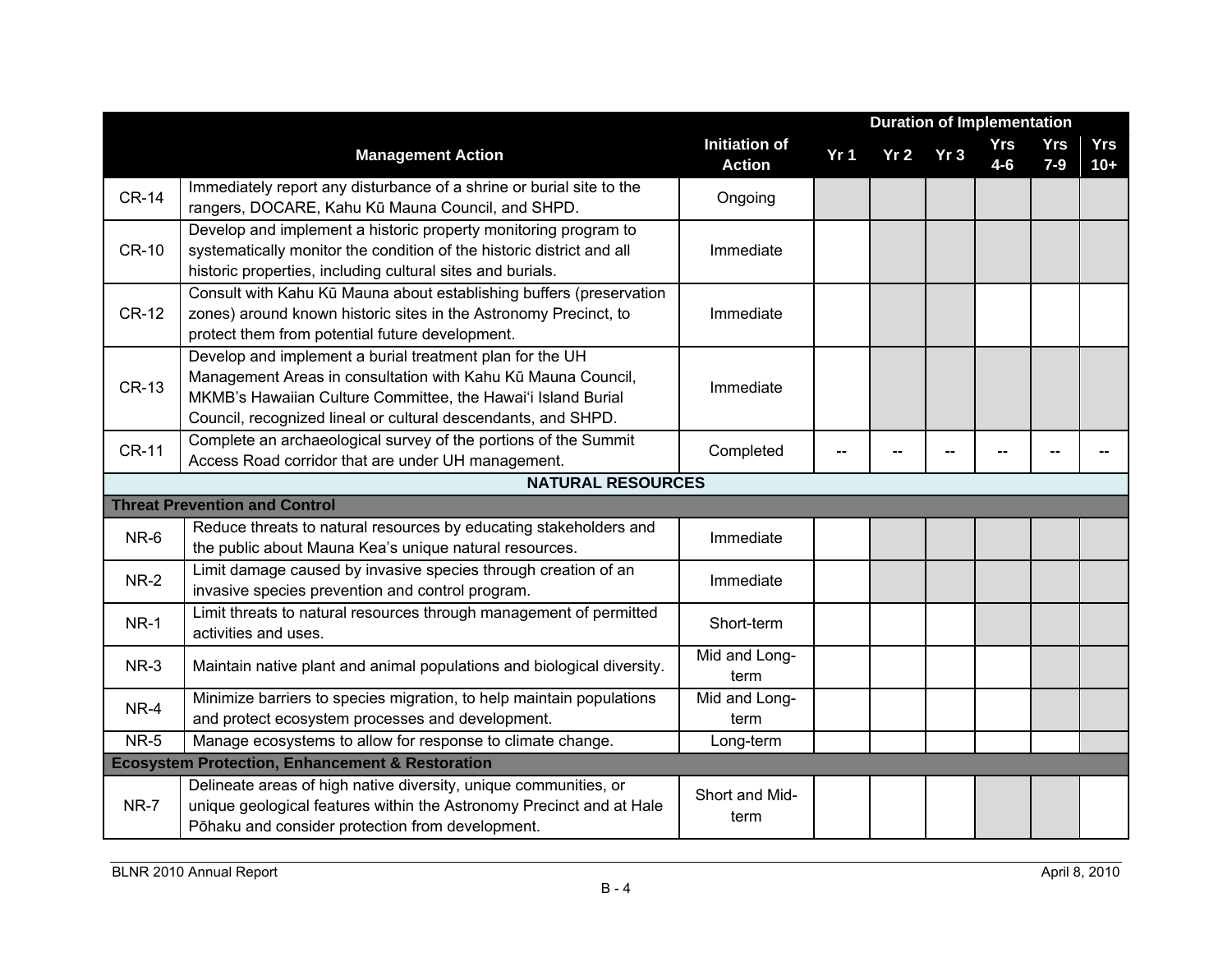| | Management Action | Initiation of Action | Duration of Implementation | | | | | |
|---|---|---|---|---|---|---|---|---|
| | | | Yr 1 | Yr 2 | Yr 3 | Yrs 4-6 | Yrs 7-9 | Yrs 10+ |
| CR-14 | Immediately report any disturbance of a shrine or burial site to the rangers, DOCARE, Kahu Kū Mauna Council, and SHPD. | Ongoing | | | | | | |
| CR-10 | Develop and implement a historic property monitoring program to systematically monitor the condition of the historic district and all historic properties, including cultural sites and burials. | Immediate | | | | | | |
| CR-12 | Consult with Kahu Kū Mauna about establishing buffers (preservation zones) around known historic sites in the Astronomy Precinct, to protect them from potential future development. | Immediate | | | | | | |
| CR-13 | Develop and implement a burial treatment plan for the UH Management Areas in consultation with Kahu Kū Mauna Council, MKMB's Hawaiian Culture Committee, the Hawai'i Island Burial Council, recognized lineal or cultural descendants, and SHPD. | Immediate | | | | | | |
| CR-11 | Complete an archaeological survey of the portions of the Summit Access Road corridor that are under UH management. | Completed | -- | -- | -- | -- | -- | -- |
| **NATURAL RESOURCES** | | | | | | | | |
| **Threat Prevention and Control** | | | | | | | | |
| NR-6 | Reduce threats to natural resources by educating stakeholders and the public about Mauna Kea's unique natural resources. | Immediate | | | | | | |
| NR-2 | Limit damage caused by invasive species through creation of an invasive species prevention and control program. | Immediate | | | | | | |
| NR-1 | Limit threats to natural resources through management of permitted activities and uses. | Short-term | | | | | | |
| NR-3 | Maintain native plant and animal populations and biological diversity. | Mid and Long-term | | | | | | |
| NR-4 | Minimize barriers to species migration, to help maintain populations and protect ecosystem processes and development. | Mid and Long-term | | | | | | |
| NR-5 | Manage ecosystems to allow for response to climate change. | Long-term | | | | | | |
| **Ecosystem Protection, Enhancement & Restoration** | | | | | | | | |
| NR-7 | Delineate areas of high native diversity, unique communities, or unique geological features within the Astronomy Precinct and at Hale Pōhaku and consider protection from development. | Short and Mid-term | | | | | | |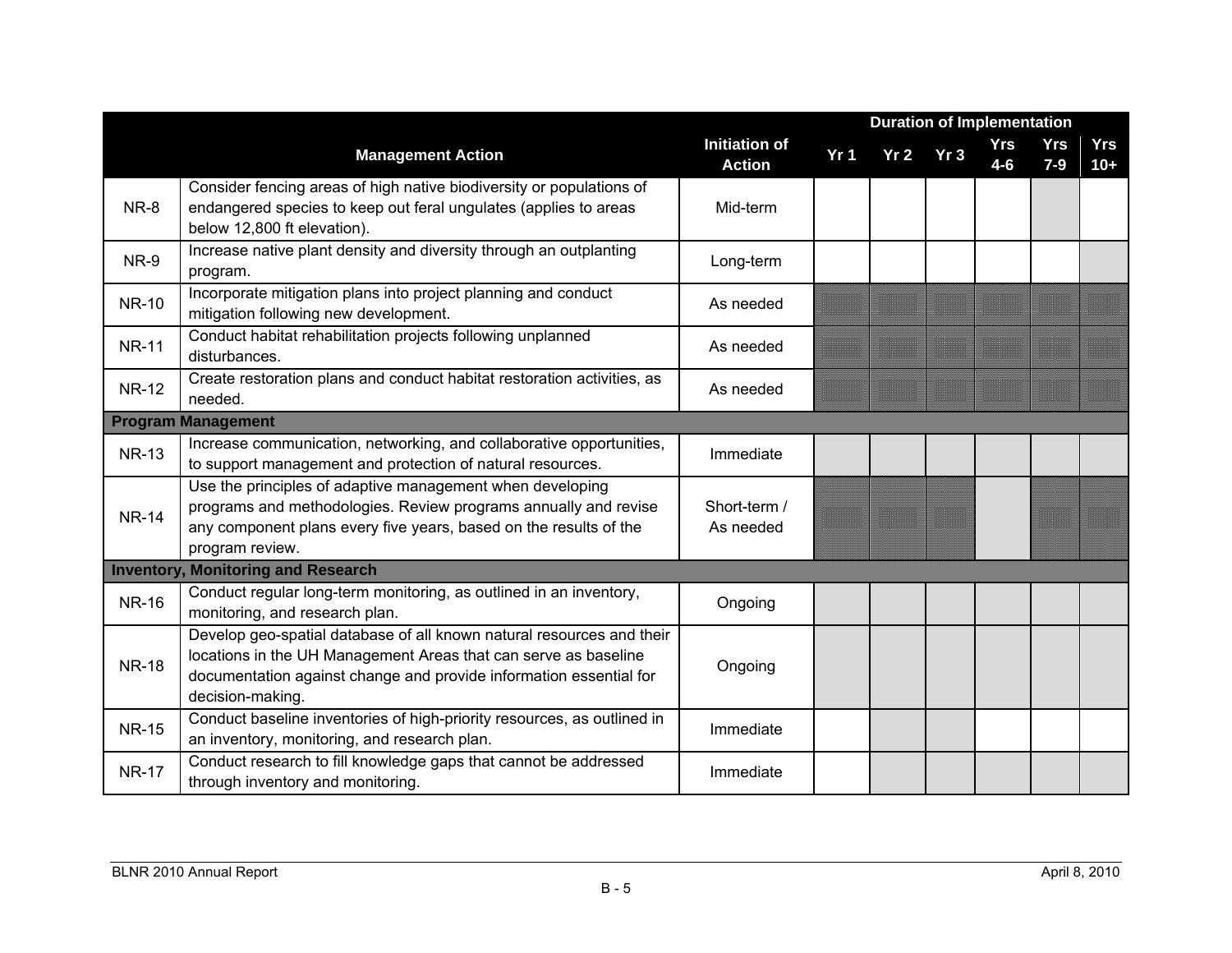| | Management Action | Initiation of Action | Duration of Implementation | | | | | |
|---|---|---|---|---|---|---|---|---|
| | | | Yr 1 | Yr 2 | Yr 3 | Yrs 4-6 | Yrs 7-9 | Yrs 10+ |
| NR-8 | Consider fencing areas of high native biodiversity or populations of endangered species to keep out feral ungulates (applies to areas below 12,800 ft elevation). | Mid-term | | | | | | |
| NR-9 | Increase native plant density and diversity through an outplanting program. | Long-term | | | | | | |
| NR-10 | Incorporate mitigation plans into project planning and conduct mitigation following new development. | As needed | | | | | | |
| NR-11 | Conduct habitat rehabilitation projects following unplanned disturbances. | As needed | | | | | | |
| NR-12 | Create restoration plans and conduct habitat restoration activities, as needed. | As needed | | | | | | |
| **Program Management** | | | | | | | | |
| NR-13 | Increase communication, networking, and collaborative opportunities, to support management and protection of natural resources. | Immediate | | | | | | |
| NR-14 | Use the principles of adaptive management when developing programs and methodologies. Review programs annually and revise any component plans every five years, based on the results of the program review. | Short-term / As needed | | | | | | |
| **Inventory, Monitoring and Research** | | | | | | | | |
| NR-16 | Conduct regular long-term monitoring, as outlined in an inventory, monitoring, and research plan. | Ongoing | | | | | | |
| NR-18 | Develop geo-spatial database of all known natural resources and their locations in the UH Management Areas that can serve as baseline documentation against change and provide information essential for decision-making. | Ongoing | | | | | | |
| NR-15 | Conduct baseline inventories of high-priority resources, as outlined in an inventory, monitoring, and research plan. | Immediate | | | | | | |
| NR-17 | Conduct research to fill knowledge gaps that cannot be addressed through inventory and monitoring. | Immediate | | | | | | |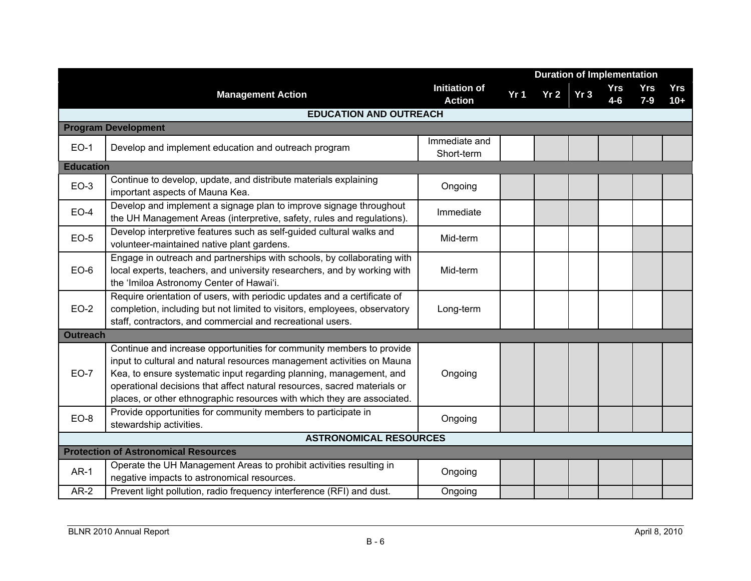| | Management Action | Initiation of Action | Duration of Implementation | | | | | |
|---|---|---|---|---|---|---|---|---|
| | | | Yr 1 | Yr 2 | Yr 3 | Yrs 4-6 | Yrs 7-9 | Yrs 10+ |
| **EDUCATION AND OUTREACH** | | | | | | | | |
| **Program Development** | | | | | | | | |
| EO-1 | Develop and implement education and outreach program | Immediate and Short-term | | | | | | |
| **Education** | | | | | | | | |
| EO-3 | Continue to develop, update, and distribute materials explaining important aspects of Mauna Kea. | Ongoing | | | | | | |
| EO-4 | Develop and implement a signage plan to improve signage throughout the UH Management Areas (interpretive, safety, rules and regulations). | Immediate | | | | | | |
| EO-5 | Develop interpretive features such as self-guided cultural walks and volunteer-maintained native plant gardens. | Mid-term | | | | | | |
| EO-6 | Engage in outreach and partnerships with schools, by collaborating with local experts, teachers, and university researchers, and by working with the 'Imiloa Astronomy Center of Hawai'i. | Mid-term | | | | | | |
| EO-2 | Require orientation of users, with periodic updates and a certificate of completion, including but not limited to visitors, employees, observatory staff, contractors, and commercial and recreational users. | Long-term | | | | | | |
| **Outreach** | | | | | | | | |
| EO-7 | Continue and increase opportunities for community members to provide input to cultural and natural resources management activities on Mauna Kea, to ensure systematic input regarding planning, management, and operational decisions that affect natural resources, sacred materials or places, or other ethnographic resources with which they are associated. | Ongoing | | | | | | |
| EO-8 | Provide opportunities for community members to participate in stewardship activities. | Ongoing | | | | | | |
| **ASTRONOMICAL RESOURCES** | | | | | | | | |
| **Protection of Astronomical Resources** | | | | | | | | |
| AR-1 | Operate the UH Management Areas to prohibit activities resulting in negative impacts to astronomical resources. | Ongoing | | | | | | |
| AR-2 | Prevent light pollution, radio frequency interference (RFI) and dust. | Ongoing | | | | | | |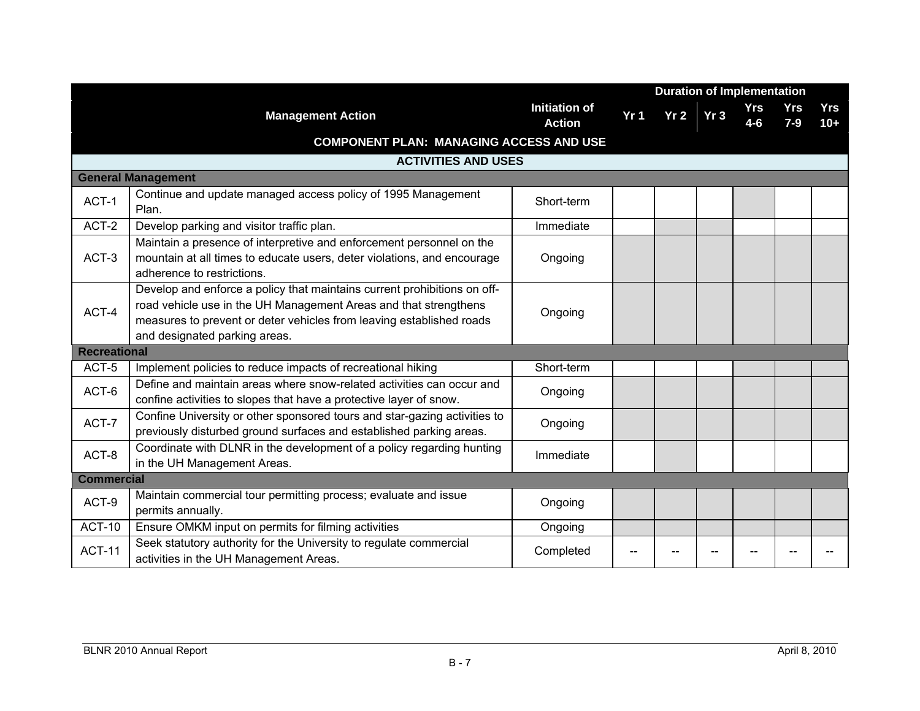| | Management Action | Initiation of Action | Duration of Implementation | | | | | |
|---|---|---|---|---|---|---|---|---|
| | | | Yr 1 | Yr 2 | Yr 3 | Yrs 4-6 | Yrs 7-9 | Yrs 10+ |
| **COMPONENT PLAN: MANAGING ACCESS AND USE** | | | | | | | | |
| **ACTIVITIES AND USES** | | | | | | | | |
| **General Management** | | | | | | | | |
| ACT-1 | Continue and update managed access policy of 1995 Management Plan. | Short-term | | | | | | |
| ACT-2 | Develop parking and visitor traffic plan. | Immediate | | | | | | |
| ACT-3 | Maintain a presence of interpretive and enforcement personnel on the mountain at all times to educate users, deter violations, and encourage adherence to restrictions. | Ongoing | | | | | | |
| ACT-4 | Develop and enforce a policy that maintains current prohibitions on off-road vehicle use in the UH Management Areas and that strengthens measures to prevent or deter vehicles from leaving established roads and designated parking areas. | Ongoing | | | | | | |
| **Recreational** | | | | | | | | |
| ACT-5 | Implement policies to reduce impacts of recreational hiking | Short-term | | | | | | |
| ACT-6 | Define and maintain areas where snow-related activities can occur and confine activities to slopes that have a protective layer of snow. | Ongoing | | | | | | |
| ACT-7 | Confine University or other sponsored tours and star-gazing activities to previously disturbed ground surfaces and established parking areas. | Ongoing | | | | | | |
| ACT-8 | Coordinate with DLNR in the development of a policy regarding hunting in the UH Management Areas. | Immediate | | | | | | |
| **Commercial** | | | | | | | | |
| ACT-9 | Maintain commercial tour permitting process; evaluate and issue permits annually. | Ongoing | | | | | | |
| ACT-10 | Ensure OMKM input on permits for filming activities | Ongoing | | | | | | |
| ACT-11 | Seek statutory authority for the University to regulate commercial activities in the UH Management Areas. | Completed | -- | -- | -- | -- | -- | -- |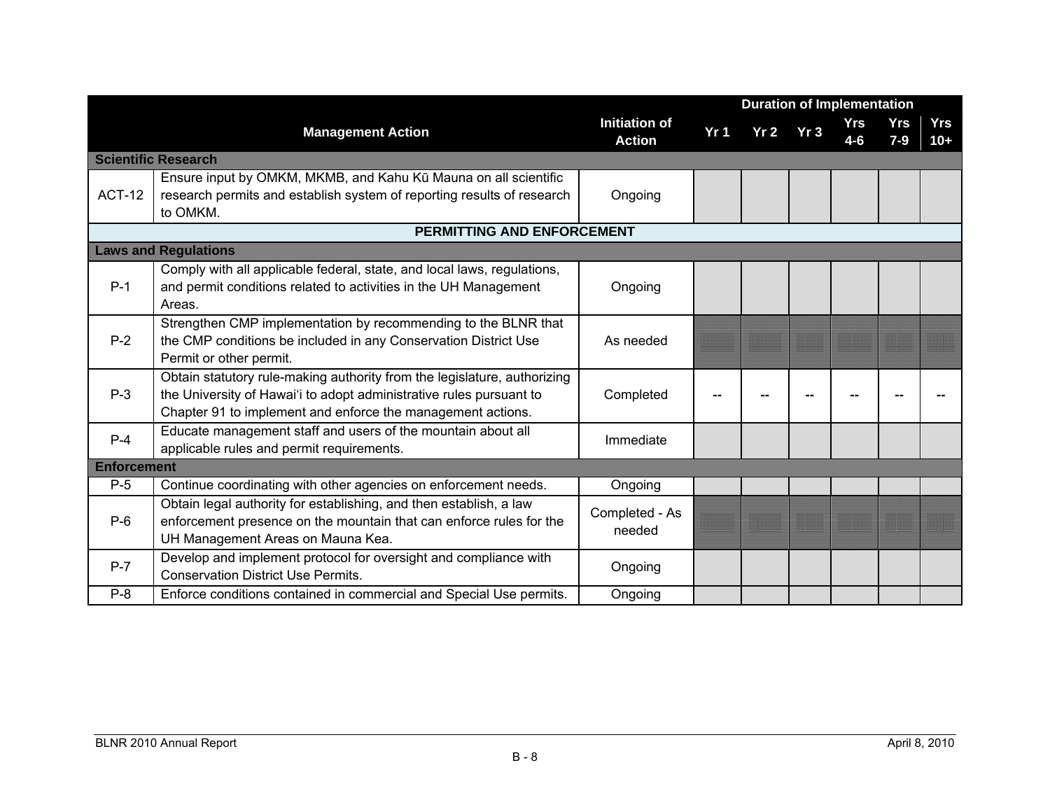| | Management Action | Initiation of Action | Duration of Implementation | | | | | |
|---|---|---|---|---|---|---|---|---|
| | | | Yr 1 | Yr 2 | Yr 3 | Yrs 4-6 | Yrs 7-9 | Yrs 10+ |
| **Scientific Research** | | | | | | | | |
| ACT-12 | Ensure input by OMKM, MKMB, and Kahu Kū Mauna on all scientific research permits and establish system of reporting results of research to OMKM. | Ongoing | | | | | | |
| | **PERMITTING AND ENFORCEMENT** | | | | | | | |
| **Laws and Regulations** | | | | | | | | |
| P-1 | Comply with all applicable federal, state, and local laws, regulations, and permit conditions related to activities in the UH Management Areas. | Ongoing | | | | | | |
| P-2 | Strengthen CMP implementation by recommending to the BLNR that the CMP conditions be included in any Conservation District Use Permit or other permit. | As needed | | | | | | |
| P-3 | Obtain statutory rule-making authority from the legislature, authorizing the University of Hawai'i to adopt administrative rules pursuant to Chapter 91 to implement and enforce the management actions. | Completed | -- | -- | -- | -- | -- | -- |
| P-4 | Educate management staff and users of the mountain about all applicable rules and permit requirements. | Immediate | | | | | | |
| **Enforcement** | | | | | | | | |
| P-5 | Continue coordinating with other agencies on enforcement needs. | Ongoing | | | | | | |
| P-6 | Obtain legal authority for establishing, and then establish, a law enforcement presence on the mountain that can enforce rules for the UH Management Areas on Mauna Kea. | Completed - As needed | | | | | | |
| P-7 | Develop and implement protocol for oversight and compliance with Conservation District Use Permits. | Ongoing | | | | | | |
| P-8 | Enforce conditions contained in commercial and Special Use permits. | Ongoing | | | | | | |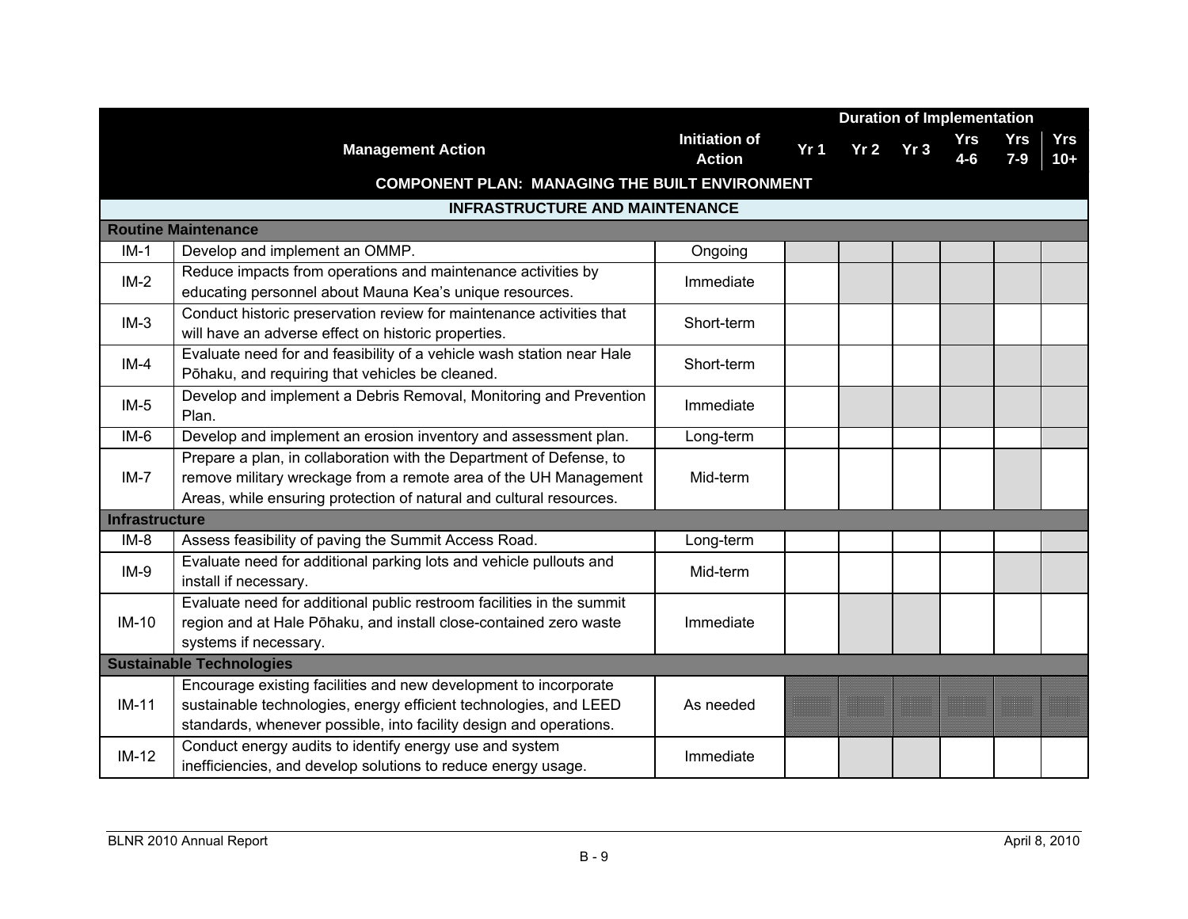| | Management Action | Initiation of Action | Duration of Implementation | | | | | |
|---|---|---|---|---|---|---|---|---|
| | | | Yr 1 | Yr 2 | Yr 3 | Yrs 4-6 | Yrs 7-9 | Yrs 10+ |
| **COMPONENT PLAN: MANAGING THE BUILT ENVIRONMENT** | | | | | | | | |
| **INFRASTRUCTURE AND MAINTENANCE** | | | | | | | | |
| **Routine Maintenance** | | | | | | | | |
| IM-1 | Develop and implement an OMMP. | Ongoing | | | | | | |
| IM-2 | Reduce impacts from operations and maintenance activities by educating personnel about Mauna Kea's unique resources. | Immediate | | | | | | |
| IM-3 | Conduct historic preservation review for maintenance activities that will have an adverse effect on historic properties. | Short-term | | | | | | |
| IM-4 | Evaluate need for and feasibility of a vehicle wash station near Hale Pōhaku, and requiring that vehicles be cleaned. | Short-term | | | | | | |
| IM-5 | Develop and implement a Debris Removal, Monitoring and Prevention Plan. | Immediate | | | | | | |
| IM-6 | Develop and implement an erosion inventory and assessment plan. | Long-term | | | | | | |
| IM-7 | Prepare a plan, in collaboration with the Department of Defense, to remove military wreckage from a remote area of the UH Management Areas, while ensuring protection of natural and cultural resources. | Mid-term | | | | | | |
| **Infrastructure** | | | | | | | | |
| IM-8 | Assess feasibility of paving the Summit Access Road. | Long-term | | | | | | |
| IM-9 | Evaluate need for additional parking lots and vehicle pullouts and install if necessary. | Mid-term | | | | | | |
| IM-10 | Evaluate need for additional public restroom facilities in the summit region and at Hale Pōhaku, and install close-contained zero waste systems if necessary. | Immediate | | | | | | |
| **Sustainable Technologies** | | | | | | | | |
| IM-11 | Encourage existing facilities and new development to incorporate sustainable technologies, energy efficient technologies, and LEED standards, whenever possible, into facility design and operations. | As needed | | | | | | |
| IM-12 | Conduct energy audits to identify energy use and system inefficiencies, and develop solutions to reduce energy usage. | Immediate | | | | | | |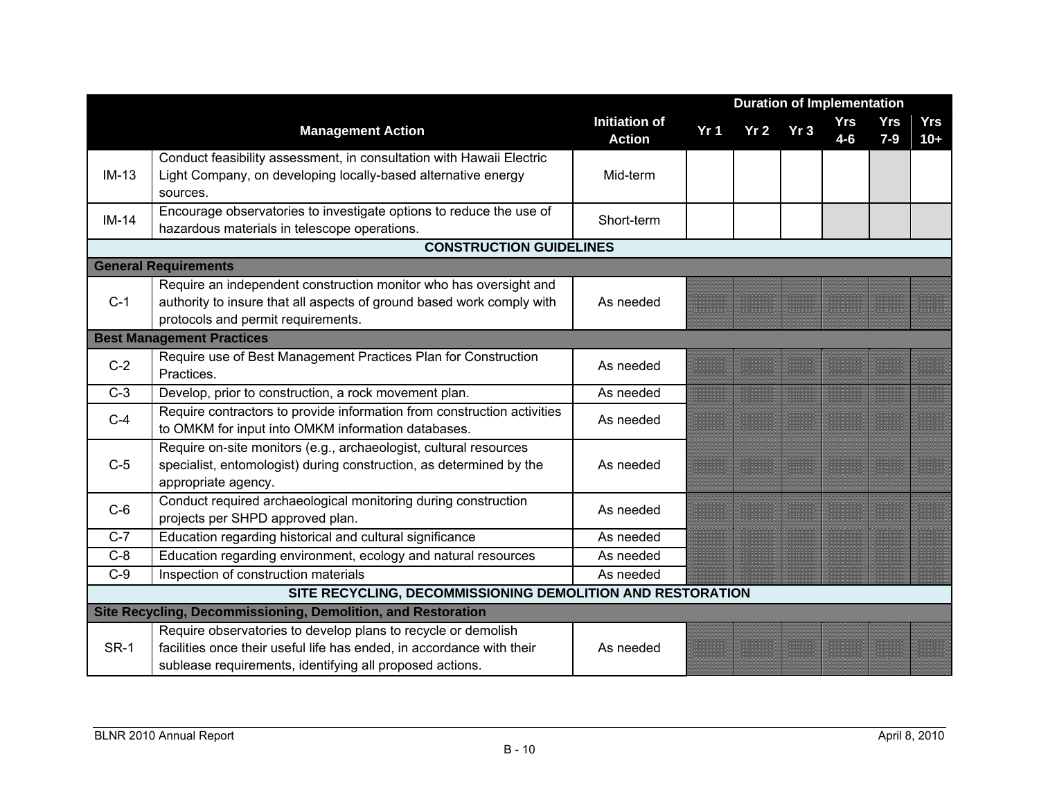| | Management Action | Initiation of Action | Duration of Implementation | | | | | |
|---|---|---|---|---|---|---|---|---|
| | | | Yr 1 | Yr 2 | Yr 3 | Yrs 4-6 | Yrs 7-9 | Yrs 10+ |
| IM-13 | Conduct feasibility assessment, in consultation with Hawaii Electric Light Company, on developing locally-based alternative energy sources. | Mid-term | | | | | | |
| IM-14 | Encourage observatories to investigate options to reduce the use of hazardous materials in telescope operations. | Short-term | | | | | | |
| **CONSTRUCTION GUIDELINES** | | | | | | | | |
| **General Requirements** | | | | | | | | |
| C-1 | Require an independent construction monitor who has oversight and authority to insure that all aspects of ground based work comply with protocols and permit requirements. | As needed | | | | | | |
| **Best Management Practices** | | | | | | | | |
| C-2 | Require use of Best Management Practices Plan for Construction Practices. | As needed | | | | | | |
| C-3 | Develop, prior to construction, a rock movement plan. | As needed | | | | | | |
| C-4 | Require contractors to provide information from construction activities to OMKM for input into OMKM information databases. | As needed | | | | | | |
| C-5 | Require on-site monitors (e.g., archaeologist, cultural resources specialist, entomologist) during construction, as determined by the appropriate agency. | As needed | | | | | | |
| C-6 | Conduct required archaeological monitoring during construction projects per SHPD approved plan. | As needed | | | | | | |
| C-7 | Education regarding historical and cultural significance | As needed | | | | | | |
| C-8 | Education regarding environment, ecology and natural resources | As needed | | | | | | |
| C-9 | Inspection of construction materials | As needed | | | | | | |
| **SITE RECYCLING, DECOMMISSIONING DEMOLITION AND RESTORATION** | | | | | | | | |
| **Site Recycling, Decommissioning, Demolition, and Restoration** | | | | | | | | |
| SR-1 | Require observatories to develop plans to recycle or demolish facilities once their useful life has ended, in accordance with their sublease requirements, identifying all proposed actions. | As needed | | | | | | |

BLNR 2010 Annual Report April 8, 2010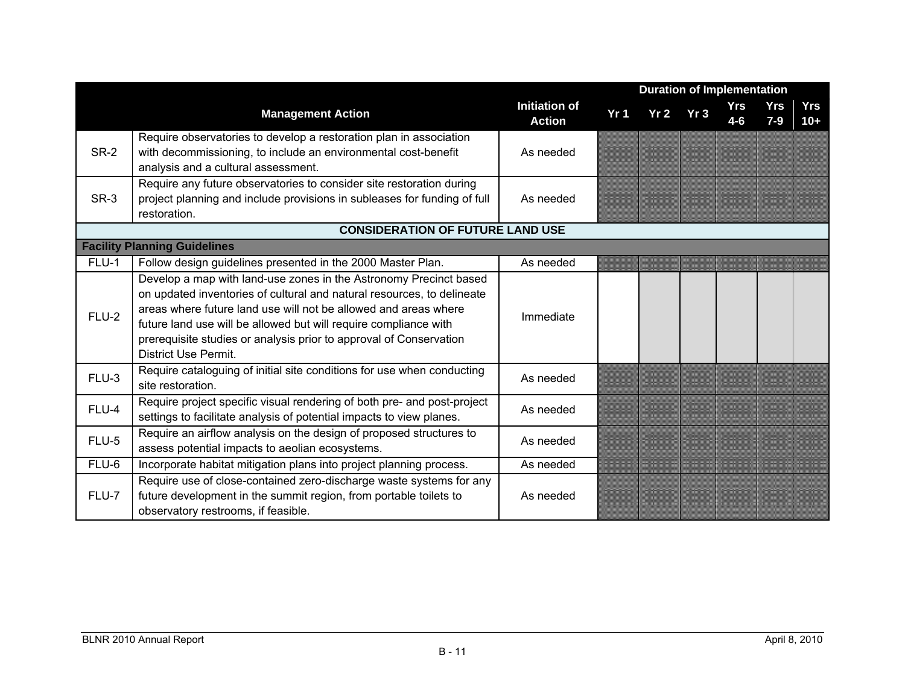| | Management Action | Initiation of Action | Duration of Implementation | | | | | |
|---|---|---|---|---|---|---|---|---|
| | | | Yr 1 | Yr 2 | Yr 3 | Yrs 4-6 | Yrs 7-9 | Yrs 10+ |
| SR-2 | Require observatories to develop a restoration plan in association with decommissioning, to include an environmental cost-benefit analysis and a cultural assessment. | As needed | | | | | | |
| SR-3 | Require any future observatories to consider site restoration during project planning and include provisions in subleases for funding of full restoration. | As needed | | | | | | |
| **CONSIDERATION OF FUTURE LAND USE** | | | | | | | | |
| **Facility Planning Guidelines** | | | | | | | | |
| FLU-1 | Follow design guidelines presented in the 2000 Master Plan. | As needed | | | | | | |
| FLU-2 | Develop a map with land-use zones in the Astronomy Precinct based on updated inventories of cultural and natural resources, to delineate areas where future land use will not be allowed and areas where future land use will be allowed but will require compliance with prerequisite studies or analysis prior to approval of Conservation District Use Permit. | Immediate | | | | | | |
| FLU-3 | Require cataloguing of initial site conditions for use when conducting site restoration. | As needed | | | | | | |
| FLU-4 | Require project specific visual rendering of both pre- and post-project settings to facilitate analysis of potential impacts to view planes. | As needed | | | | | | |
| FLU-5 | Require an airflow analysis on the design of proposed structures to assess potential impacts to aeolian ecosystems. | As needed | | | | | | |
| FLU-6 | Incorporate habitat mitigation plans into project planning process. | As needed | | | | | | |
| FLU-7 | Require use of close-contained zero-discharge waste systems for any future development in the summit region, from portable toilets to observatory restrooms, if feasible. | As needed | | | | | | |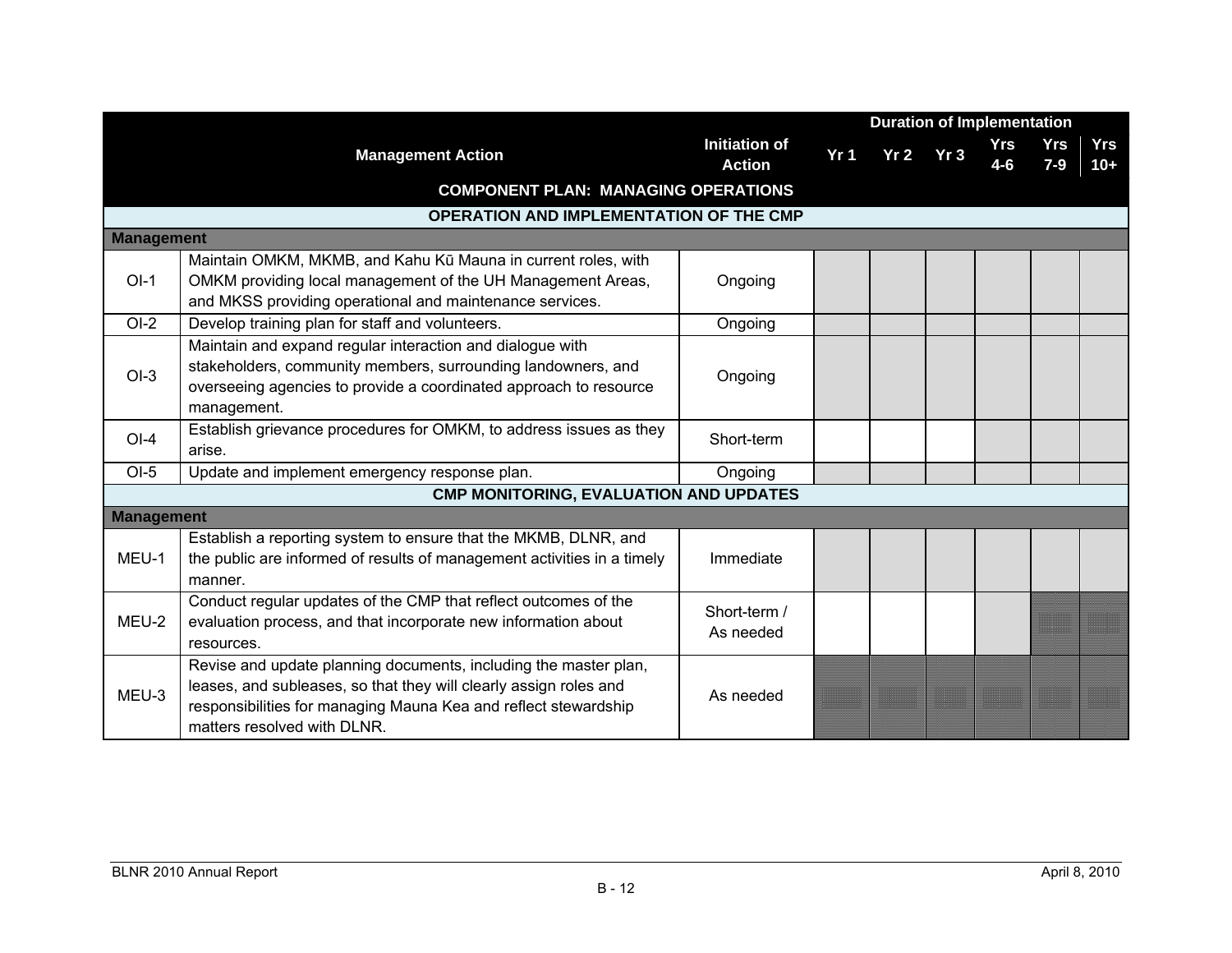| | Management Action | Initiation of Action | Duration of Implementation | | | | | |
|---|---|---|---|---|---|---|---|---|
| | | | Yr 1 | Yr 2 | Yr 3 | Yrs 4-6 | Yrs 7-9 | Yrs 10+ |
| **COMPONENT PLAN: MANAGING OPERATIONS** | | | | | | | | |
| **OPERATION AND IMPLEMENTATION OF THE CMP** | | | | | | | | |
| **Management** | | | | | | | | |
| OI-1 | Maintain OMKM, MKMB, and Kahu Kū Mauna in current roles, with OMKM providing local management of the UH Management Areas, and MKSS providing operational and maintenance services. | Ongoing | | | | | | |
| OI-2 | Develop training plan for staff and volunteers. | Ongoing | | | | | | |
| OI-3 | Maintain and expand regular interaction and dialogue with stakeholders, community members, surrounding landowners, and overseeing agencies to provide a coordinated approach to resource management. | Ongoing | | | | | | |
| OI-4 | Establish grievance procedures for OMKM, to address issues as they arise. | Short-term | | | | | | |
| OI-5 | Update and implement emergency response plan. | Ongoing | | | | | | |
| **CMP MONITORING, EVALUATION AND UPDATES** | | | | | | | | |
| **Management** | | | | | | | | |
| MEU-1 | Establish a reporting system to ensure that the MKMB, DLNR, and the public are informed of results of management activities in a timely manner. | Immediate | | | | | | |
| MEU-2 | Conduct regular updates of the CMP that reflect outcomes of the evaluation process, and that incorporate new information about resources. | Short-term / As needed | | | | | | |
| MEU-3 | Revise and update planning documents, including the master plan, leases, and subleases, so that they will clearly assign roles and responsibilities for managing Mauna Kea and reflect stewardship matters resolved with DLNR. | As needed | | | | | | |

BLNR 2010 Annual Report

April 8, 2010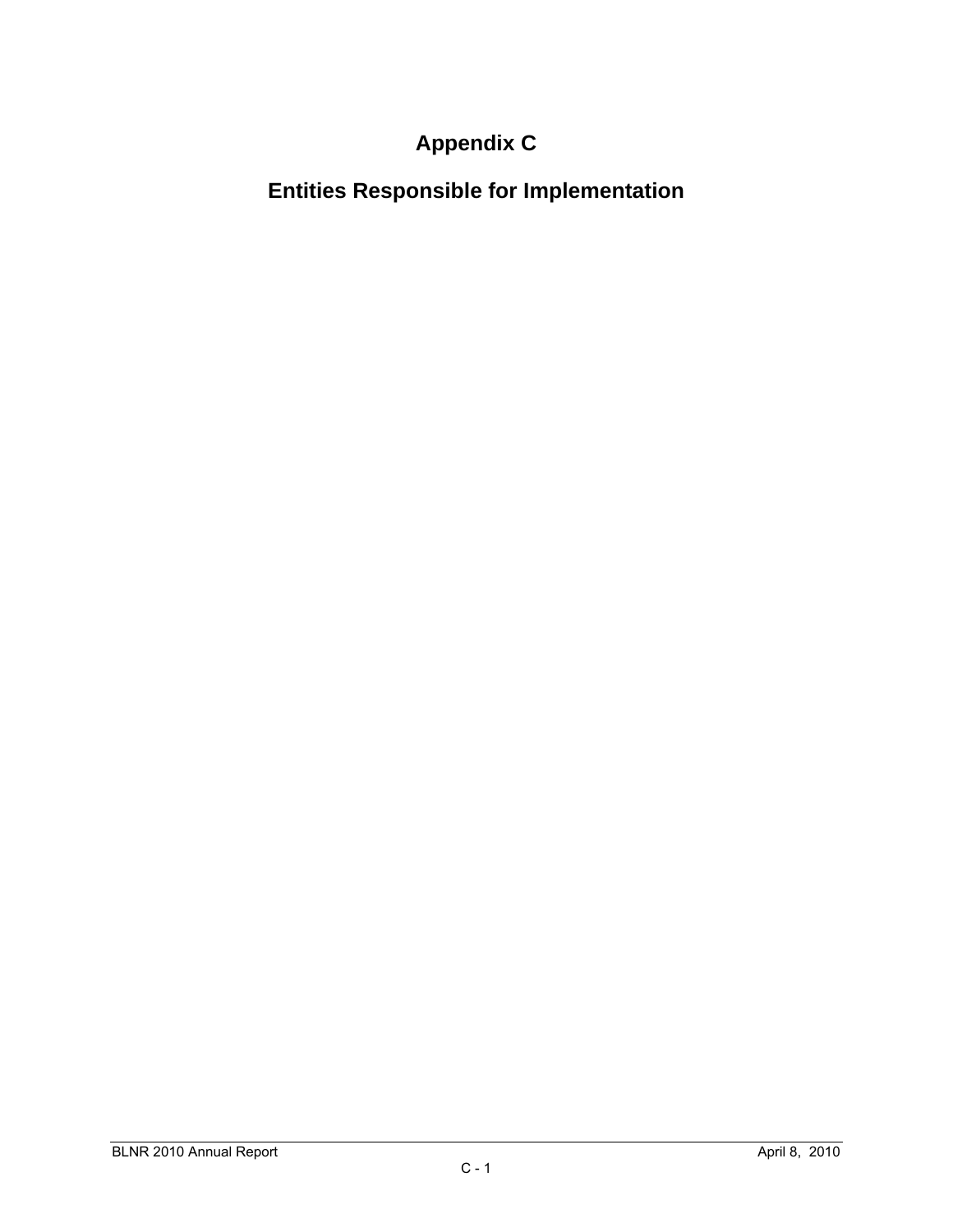# Appendix C

# Entities Responsible for Implementation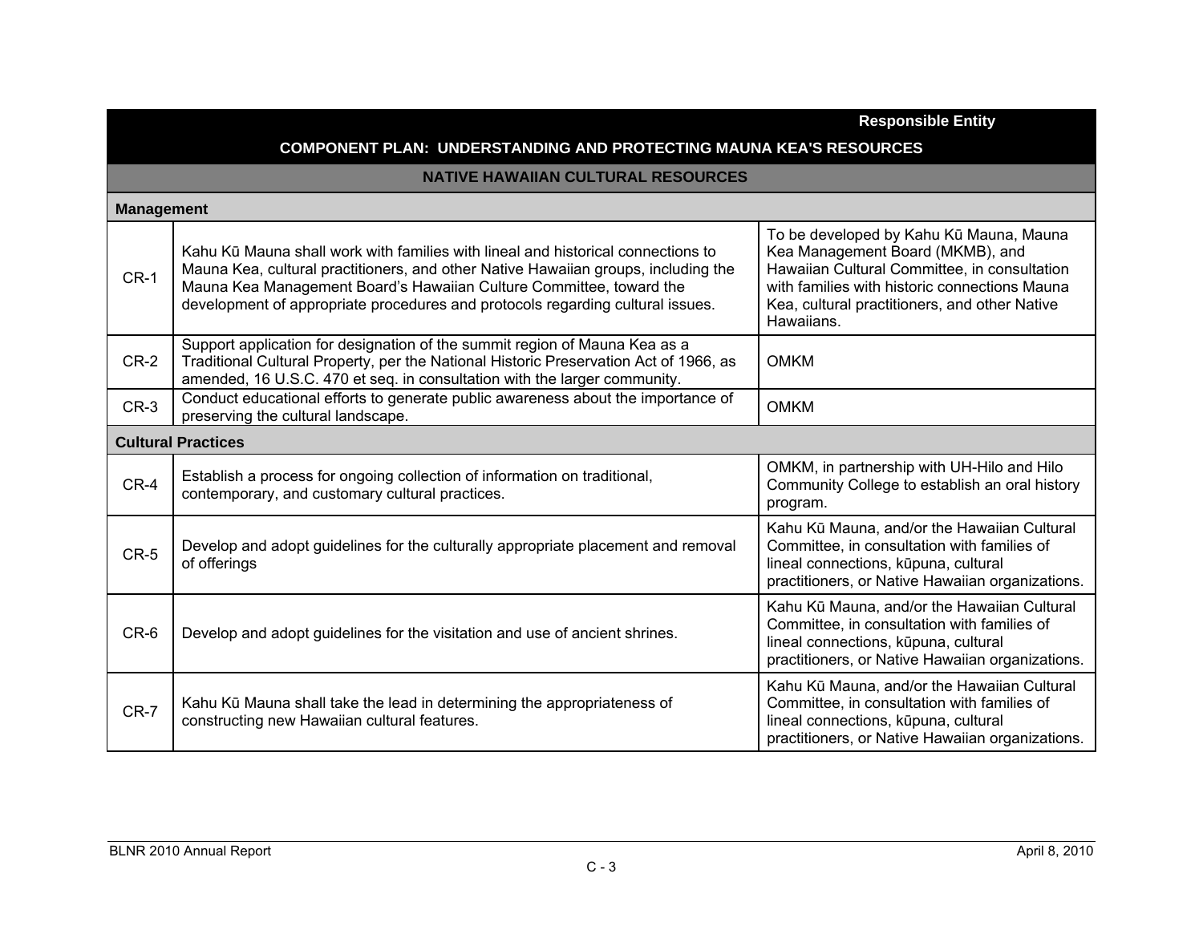| | | Responsible Entity |
|---|---|---|
| **COMPONENT PLAN: UNDERSTANDING AND PROTECTING MAUNA KEA'S RESOURCES** | | |
| **NATIVE HAWAIIAN CULTURAL RESOURCES** | | |
| **Management** | | |
| CR-1 | Kahu Kū Mauna shall work with families with lineal and historical connections to Mauna Kea, cultural practitioners, and other Native Hawaiian groups, including the Mauna Kea Management Board's Hawaiian Culture Committee, toward the development of appropriate procedures and protocols regarding cultural issues. | To be developed by Kahu Kū Mauna, Mauna Kea Management Board (MKMB), and Hawaiian Cultural Committee, in consultation with families with historic connections Mauna Kea, cultural practitioners, and other Native Hawaiians. |
| CR-2 | Support application for designation of the summit region of Mauna Kea as a Traditional Cultural Property, per the National Historic Preservation Act of 1966, as amended, 16 U.S.C. 470 et seq. in consultation with the larger community. | OMKM |
| CR-3 | Conduct educational efforts to generate public awareness about the importance of preserving the cultural landscape. | OMKM |
| **Cultural Practices** | | |
| CR-4 | Establish a process for ongoing collection of information on traditional, contemporary, and customary cultural practices. | OMKM, in partnership with UH-Hilo and Hilo Community College to establish an oral history program. |
| CR-5 | Develop and adopt guidelines for the culturally appropriate placement and removal of offerings | Kahu Kū Mauna, and/or the Hawaiian Cultural Committee, in consultation with families of lineal connections, kūpuna, cultural practitioners, or Native Hawaiian organizations. |
| CR-6 | Develop and adopt guidelines for the visitation and use of ancient shrines. | Kahu Kū Mauna, and/or the Hawaiian Cultural Committee, in consultation with families of lineal connections, kūpuna, cultural practitioners, or Native Hawaiian organizations. |
| CR-7 | Kahu Kū Mauna shall take the lead in determining the appropriateness of constructing new Hawaiian cultural features. | Kahu Kū Mauna, and/or the Hawaiian Cultural Committee, in consultation with families of lineal connections, kūpuna, cultural practitioners, or Native Hawaiian organizations. |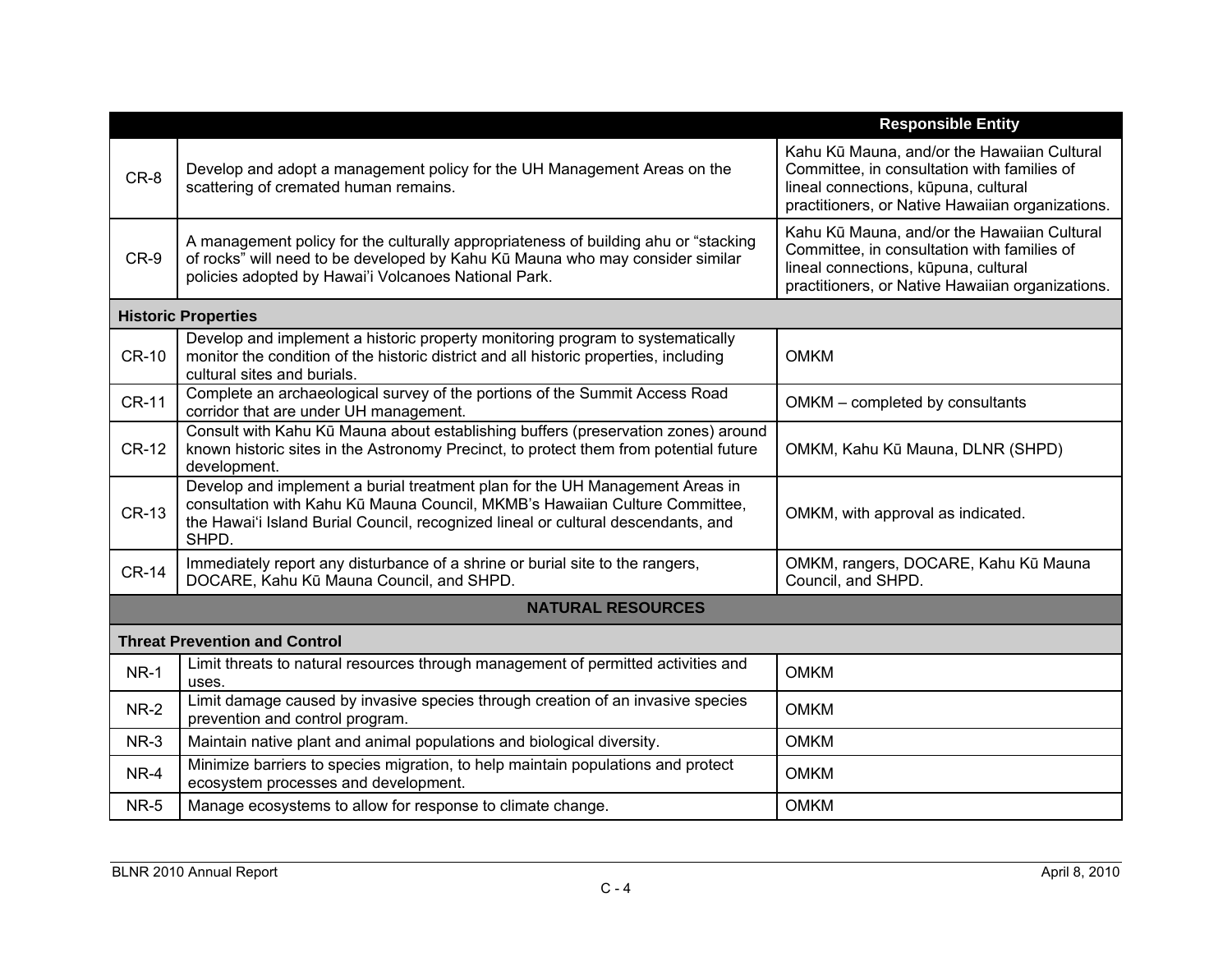| | | Responsible Entity |
|---|---|---|
| CR-8 | Develop and adopt a management policy for the UH Management Areas on the scattering of cremated human remains. | Kahu Kū Mauna, and/or the Hawaiian Cultural Committee, in consultation with families of lineal connections, kūpuna, cultural practitioners, or Native Hawaiian organizations. |
| CR-9 | A management policy for the culturally appropriateness of building ahu or "stacking of rocks" will need to be developed by Kahu Kū Mauna who may consider similar policies adopted by Hawai'i Volcanoes National Park. | Kahu Kū Mauna, and/or the Hawaiian Cultural Committee, in consultation with families of lineal connections, kūpuna, cultural practitioners, or Native Hawaiian organizations. |
| **Historic Properties** | | |
| CR-10 | Develop and implement a historic property monitoring program to systematically monitor the condition of the historic district and all historic properties, including cultural sites and burials. | OMKM |
| CR-11 | Complete an archaeological survey of the portions of the Summit Access Road corridor that are under UH management. | OMKM – completed by consultants |
| CR-12 | Consult with Kahu Kū Mauna about establishing buffers (preservation zones) around known historic sites in the Astronomy Precinct, to protect them from potential future development. | OMKM, Kahu Kū Mauna, DLNR (SHPD) |
| CR-13 | Develop and implement a burial treatment plan for the UH Management Areas in consultation with Kahu Kū Mauna Council, MKMB's Hawaiian Culture Committee, the Hawai'i Island Burial Council, recognized lineal or cultural descendants, and SHPD. | OMKM, with approval as indicated. |
| CR-14 | Immediately report any disturbance of a shrine or burial site to the rangers, DOCARE, Kahu Kū Mauna Council, and SHPD. | OMKM, rangers, DOCARE, Kahu Kū Mauna Council, and SHPD. |
| **NATURAL RESOURCES** | | |
| **Threat Prevention and Control** | | |
| NR-1 | Limit threats to natural resources through management of permitted activities and uses. | OMKM |
| NR-2 | Limit damage caused by invasive species through creation of an invasive species prevention and control program. | OMKM |
| NR-3 | Maintain native plant and animal populations and biological diversity. | OMKM |
| NR-4 | Minimize barriers to species migration, to help maintain populations and protect ecosystem processes and development. | OMKM |
| NR-5 | Manage ecosystems to allow for response to climate change. | OMKM |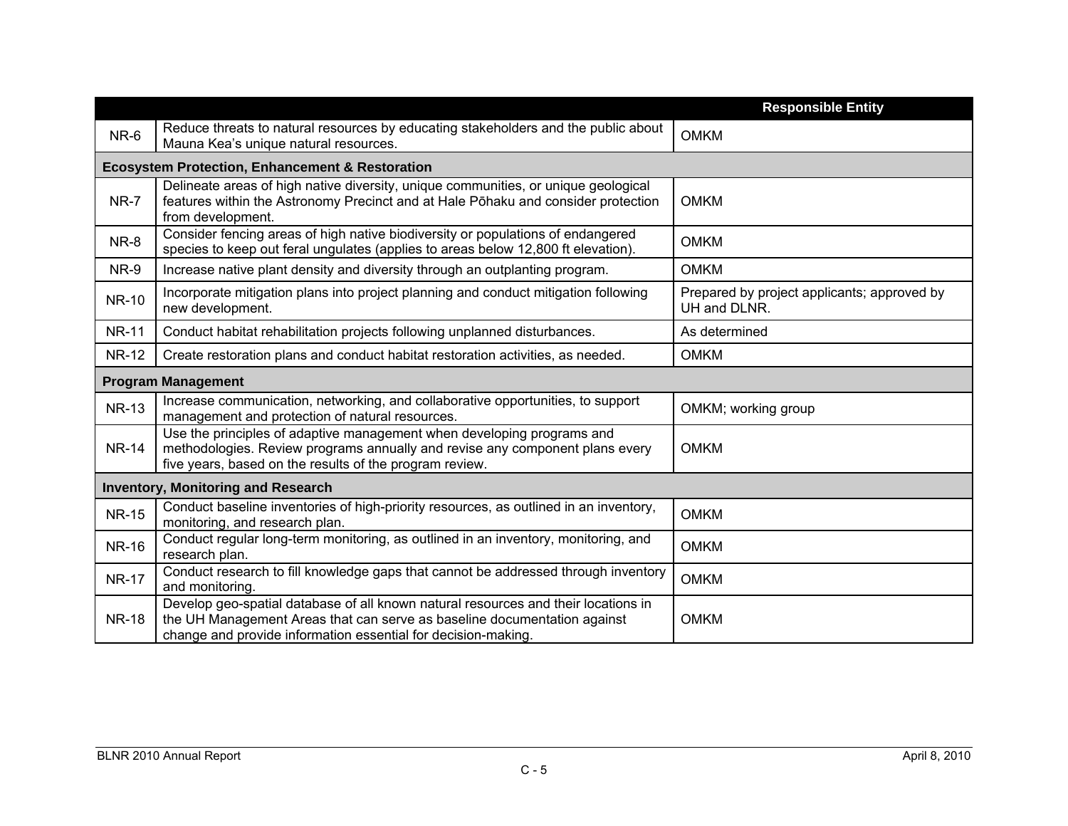| | | Responsible Entity |
|---|---|---|
| NR-6 | Reduce threats to natural resources by educating stakeholders and the public about Mauna Kea's unique natural resources. | OMKM |
| **Ecosystem Protection, Enhancement & Restoration** | | |
| NR-7 | Delineate areas of high native diversity, unique communities, or unique geological features within the Astronomy Precinct and at Hale Pōhaku and consider protection from development. | OMKM |
| NR-8 | Consider fencing areas of high native biodiversity or populations of endangered species to keep out feral ungulates (applies to areas below 12,800 ft elevation). | OMKM |
| NR-9 | Increase native plant density and diversity through an outplanting program. | OMKM |
| NR-10 | Incorporate mitigation plans into project planning and conduct mitigation following new development. | Prepared by project applicants; approved by UH and DLNR. |
| NR-11 | Conduct habitat rehabilitation projects following unplanned disturbances. | As determined |
| NR-12 | Create restoration plans and conduct habitat restoration activities, as needed. | OMKM |
| **Program Management** | | |
| NR-13 | Increase communication, networking, and collaborative opportunities, to support management and protection of natural resources. | OMKM; working group |
| NR-14 | Use the principles of adaptive management when developing programs and methodologies. Review programs annually and revise any component plans every five years, based on the results of the program review. | OMKM |
| **Inventory, Monitoring and Research** | | |
| NR-15 | Conduct baseline inventories of high-priority resources, as outlined in an inventory, monitoring, and research plan. | OMKM |
| NR-16 | Conduct regular long-term monitoring, as outlined in an inventory, monitoring, and research plan. | OMKM |
| NR-17 | Conduct research to fill knowledge gaps that cannot be addressed through inventory and monitoring. | OMKM |
| NR-18 | Develop geo-spatial database of all known natural resources and their locations in the UH Management Areas that can serve as baseline documentation against change and provide information essential for decision-making. | OMKM |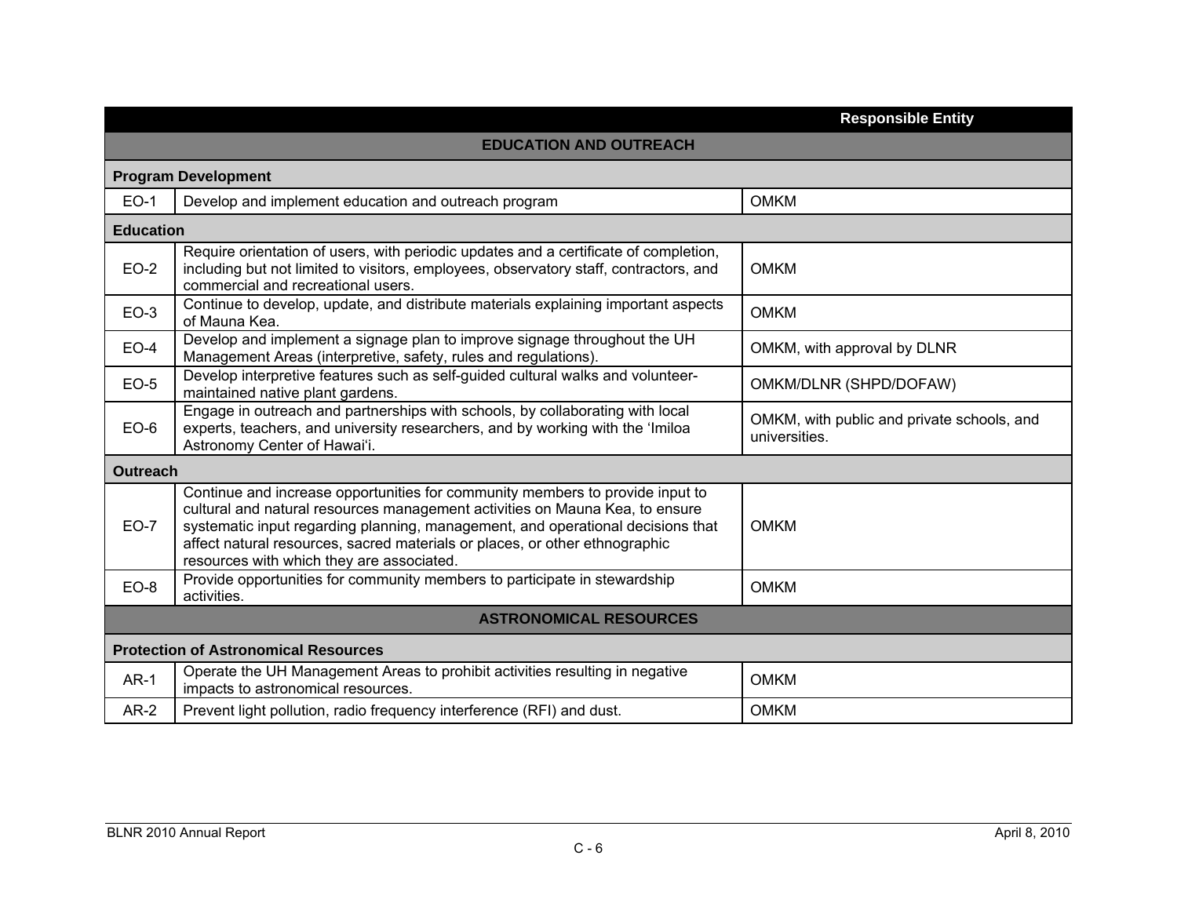| | | Responsible Entity |
|---|---|---|
| **EDUCATION AND OUTREACH** | | |
| **Program Development** | | |
| EO-1 | Develop and implement education and outreach program | OMKM |
| **Education** | | |
| EO-2 | Require orientation of users, with periodic updates and a certificate of completion, including but not limited to visitors, employees, observatory staff, contractors, and commercial and recreational users. | OMKM |
| EO-3 | Continue to develop, update, and distribute materials explaining important aspects of Mauna Kea. | OMKM |
| EO-4 | Develop and implement a signage plan to improve signage throughout the UH Management Areas (interpretive, safety, rules and regulations). | OMKM, with approval by DLNR |
| EO-5 | Develop interpretive features such as self-guided cultural walks and volunteer-maintained native plant gardens. | OMKM/DLNR (SHPD/DOFAW) |
| EO-6 | Engage in outreach and partnerships with schools, by collaborating with local experts, teachers, and university researchers, and by working with the ʻImiloa Astronomy Center of Hawaiʻi. | OMKM, with public and private schools, and universities. |
| **Outreach** | | |
| EO-7 | Continue and increase opportunities for community members to provide input to cultural and natural resources management activities on Mauna Kea, to ensure systematic input regarding planning, management, and operational decisions that affect natural resources, sacred materials or places, or other ethnographic resources with which they are associated. | OMKM |
| EO-8 | Provide opportunities for community members to participate in stewardship activities. | OMKM |
| **ASTRONOMICAL RESOURCES** | | |
| **Protection of Astronomical Resources** | | |
| AR-1 | Operate the UH Management Areas to prohibit activities resulting in negative impacts to astronomical resources. | OMKM |
| AR-2 | Prevent light pollution, radio frequency interference (RFI) and dust. | OMKM |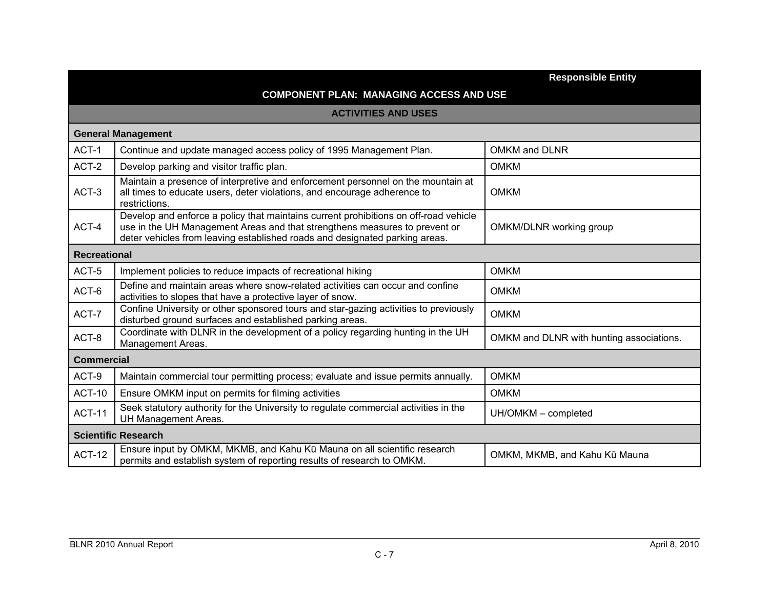| | | Responsible Entity |
|---|---|---|
| **COMPONENT PLAN: MANAGING ACCESS AND USE** | | |
| **ACTIVITIES AND USES** | | |
| **General Management** | | |
| ACT-1 | Continue and update managed access policy of 1995 Management Plan. | OMKM and DLNR |
| ACT-2 | Develop parking and visitor traffic plan. | OMKM |
| ACT-3 | Maintain a presence of interpretive and enforcement personnel on the mountain at all times to educate users, deter violations, and encourage adherence to restrictions. | OMKM |
| ACT-4 | Develop and enforce a policy that maintains current prohibitions on off-road vehicle use in the UH Management Areas and that strengthens measures to prevent or deter vehicles from leaving established roads and designated parking areas. | OMKM/DLNR working group |
| **Recreational** | | |
| ACT-5 | Implement policies to reduce impacts of recreational hiking | OMKM |
| ACT-6 | Define and maintain areas where snow-related activities can occur and confine activities to slopes that have a protective layer of snow. | OMKM |
| ACT-7 | Confine University or other sponsored tours and star-gazing activities to previously disturbed ground surfaces and established parking areas. | OMKM |
| ACT-8 | Coordinate with DLNR in the development of a policy regarding hunting in the UH Management Areas. | OMKM and DLNR with hunting associations. |
| **Commercial** | | |
| ACT-9 | Maintain commercial tour permitting process; evaluate and issue permits annually. | OMKM |
| ACT-10 | Ensure OMKM input on permits for filming activities | OMKM |
| ACT-11 | Seek statutory authority for the University to regulate commercial activities in the UH Management Areas. | UH/OMKM – completed |
| **Scientific Research** | | |
| ACT-12 | Ensure input by OMKM, MKMB, and Kahu Kū Mauna on all scientific research permits and establish system of reporting results of research to OMKM. | OMKM, MKMB, and Kahu Kū Mauna |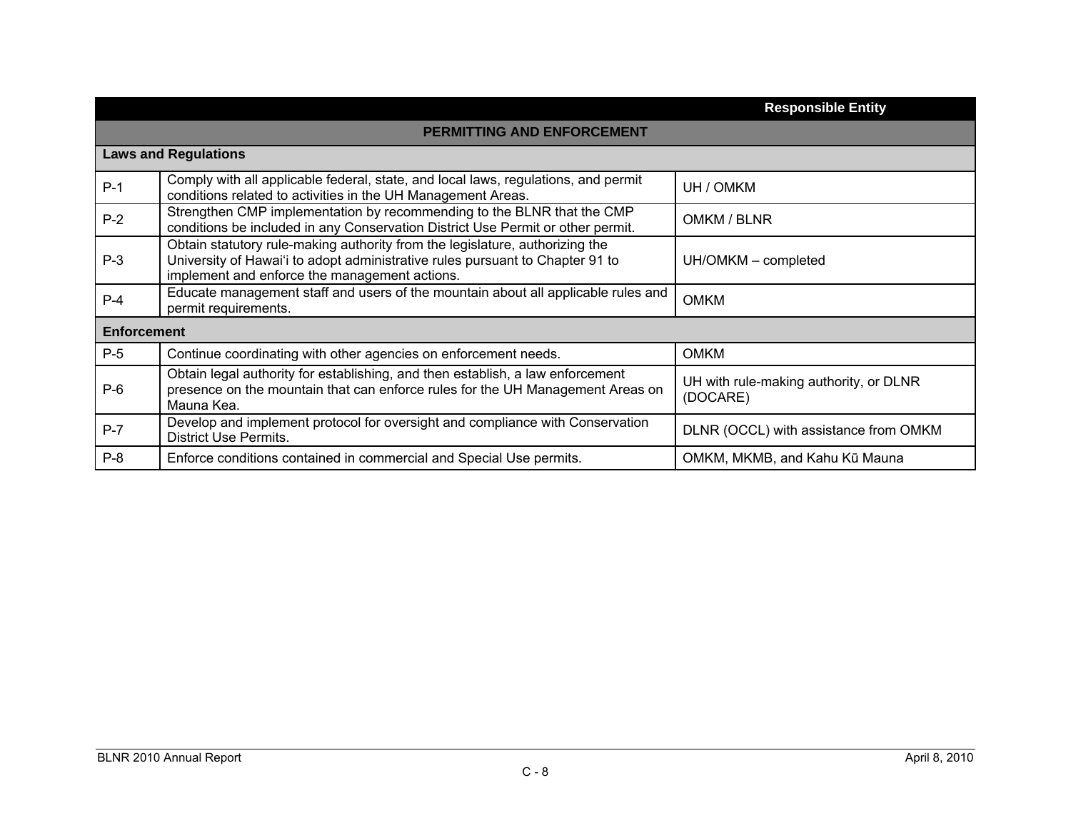| | | Responsible Entity |
|---|---|---|
| **PERMITTING AND ENFORCEMENT** | | |
| **Laws and Regulations** | | |
| P-1 | Comply with all applicable federal, state, and local laws, regulations, and permit conditions related to activities in the UH Management Areas. | UH / OMKM |
| P-2 | Strengthen CMP implementation by recommending to the BLNR that the CMP conditions be included in any Conservation District Use Permit or other permit. | OMKM / BLNR |
| P-3 | Obtain statutory rule-making authority from the legislature, authorizing the University of Hawai'i to adopt administrative rules pursuant to Chapter 91 to implement and enforce the management actions. | UH/OMKM – completed |
| P-4 | Educate management staff and users of the mountain about all applicable rules and permit requirements. | OMKM |
| **Enforcement** | | |
| P-5 | Continue coordinating with other agencies on enforcement needs. | OMKM |
| P-6 | Obtain legal authority for establishing, and then establish, a law enforcement presence on the mountain that can enforce rules for the UH Management Areas on Mauna Kea. | UH with rule-making authority, or DLNR (DOCARE) |
| P-7 | Develop and implement protocol for oversight and compliance with Conservation District Use Permits. | DLNR (OCCL) with assistance from OMKM |
| P-8 | Enforce conditions contained in commercial and Special Use permits. | OMKM, MKMB, and Kahu Kū Mauna |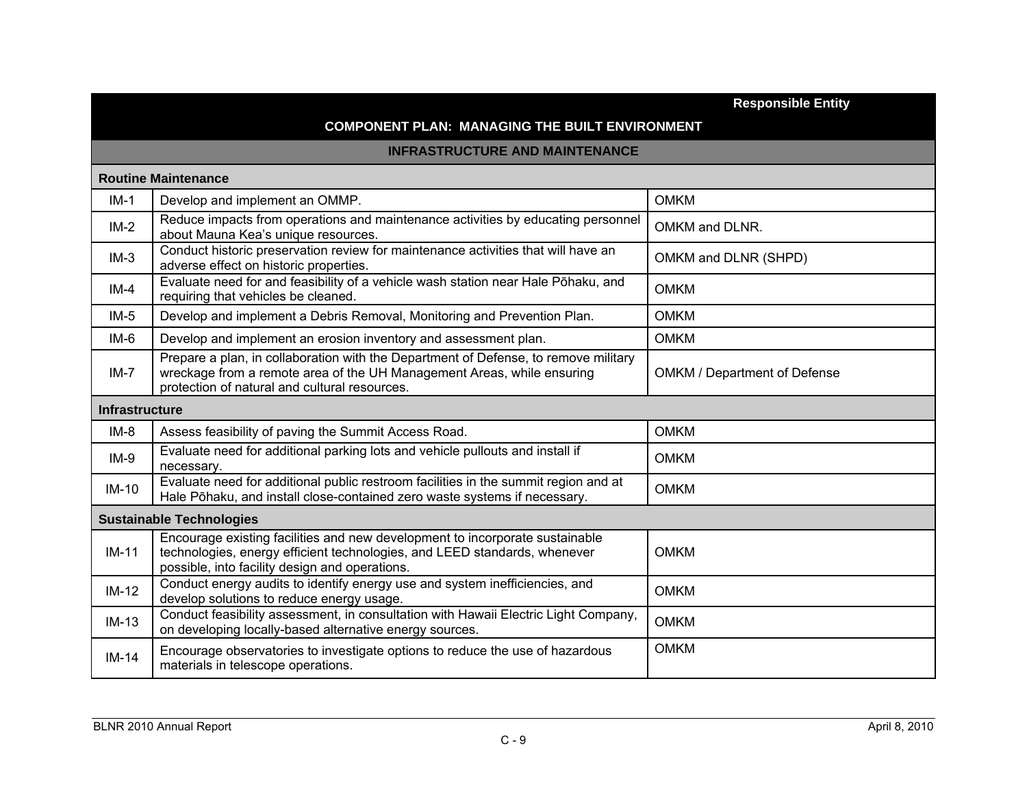| | | Responsible Entity |
|---|---|---|
| **COMPONENT PLAN: MANAGING THE BUILT ENVIRONMENT** | | |
| **INFRASTRUCTURE AND MAINTENANCE** | | |
| **Routine Maintenance** | | |
| IM-1 | Develop and implement an OMMP. | OMKM |
| IM-2 | Reduce impacts from operations and maintenance activities by educating personnel about Mauna Kea's unique resources. | OMKM and DLNR. |
| IM-3 | Conduct historic preservation review for maintenance activities that will have an adverse effect on historic properties. | OMKM and DLNR (SHPD) |
| IM-4 | Evaluate need for and feasibility of a vehicle wash station near Hale Pōhaku, and requiring that vehicles be cleaned. | OMKM |
| IM-5 | Develop and implement a Debris Removal, Monitoring and Prevention Plan. | OMKM |
| IM-6 | Develop and implement an erosion inventory and assessment plan. | OMKM |
| IM-7 | Prepare a plan, in collaboration with the Department of Defense, to remove military wreckage from a remote area of the UH Management Areas, while ensuring protection of natural and cultural resources. | OMKM / Department of Defense |
| **Infrastructure** | | |
| IM-8 | Assess feasibility of paving the Summit Access Road. | OMKM |
| IM-9 | Evaluate need for additional parking lots and vehicle pullouts and install if necessary. | OMKM |
| IM-10 | Evaluate need for additional public restroom facilities in the summit region and at Hale Pōhaku, and install close-contained zero waste systems if necessary. | OMKM |
| **Sustainable Technologies** | | |
| IM-11 | Encourage existing facilities and new development to incorporate sustainable technologies, energy efficient technologies, and LEED standards, whenever possible, into facility design and operations. | OMKM |
| IM-12 | Conduct energy audits to identify energy use and system inefficiencies, and develop solutions to reduce energy usage. | OMKM |
| IM-13 | Conduct feasibility assessment, in consultation with Hawaii Electric Light Company, on developing locally-based alternative energy sources. | OMKM |
| IM-14 | Encourage observatories to investigate options to reduce the use of hazardous materials in telescope operations. | OMKM |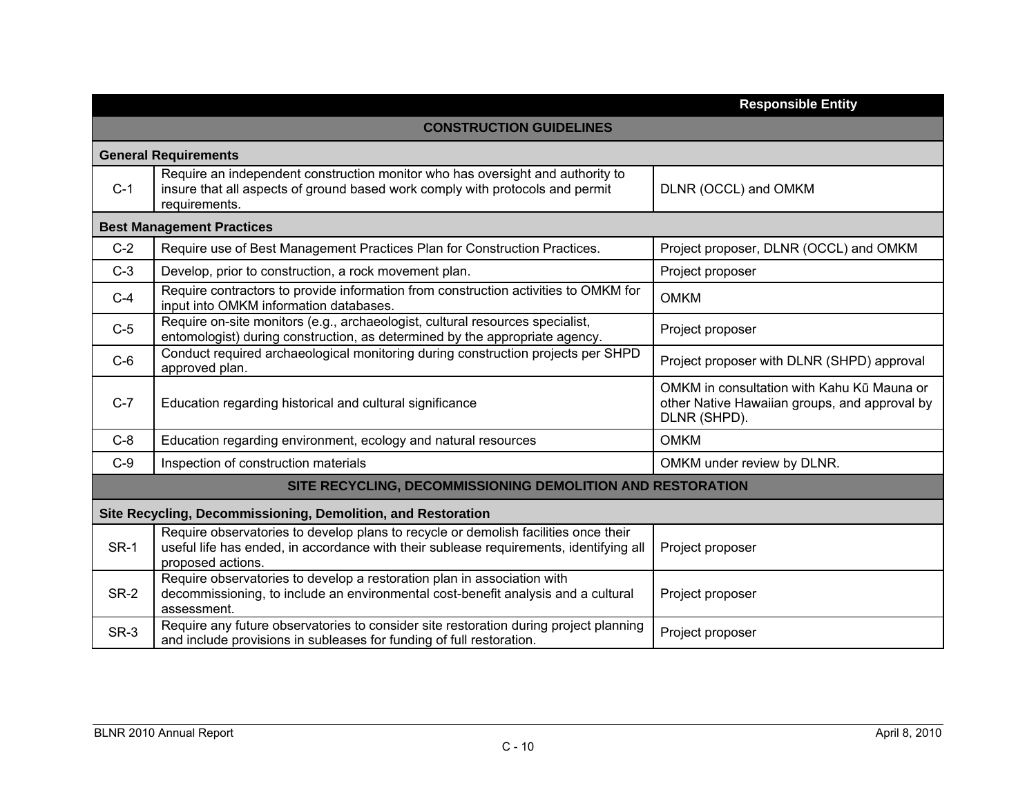| | | Responsible Entity |
|---|---|---|
| **CONSTRUCTION GUIDELINES** | | |
| **General Requirements** | | |
| C-1 | Require an independent construction monitor who has oversight and authority to insure that all aspects of ground based work comply with protocols and permit requirements. | DLNR (OCCL) and OMKM |
| **Best Management Practices** | | |
| C-2 | Require use of Best Management Practices Plan for Construction Practices. | Project proposer, DLNR (OCCL) and OMKM |
| C-3 | Develop, prior to construction, a rock movement plan. | Project proposer |
| C-4 | Require contractors to provide information from construction activities to OMKM for input into OMKM information databases. | OMKM |
| C-5 | Require on-site monitors (e.g., archaeologist, cultural resources specialist, entomologist) during construction, as determined by the appropriate agency. | Project proposer |
| C-6 | Conduct required archaeological monitoring during construction projects per SHPD approved plan. | Project proposer with DLNR (SHPD) approval |
| C-7 | Education regarding historical and cultural significance | OMKM in consultation with Kahu Kū Mauna or other Native Hawaiian groups, and approval by DLNR (SHPD). |
| C-8 | Education regarding environment, ecology and natural resources | OMKM |
| C-9 | Inspection of construction materials | OMKM under review by DLNR. |
| **SITE RECYCLING, DECOMMISSIONING DEMOLITION AND RESTORATION** | | |
| **Site Recycling, Decommissioning, Demolition, and Restoration** | | |
| SR-1 | Require observatories to develop plans to recycle or demolish facilities once their useful life has ended, in accordance with their sublease requirements, identifying all proposed actions. | Project proposer |
| SR-2 | Require observatories to develop a restoration plan in association with decommissioning, to include an environmental cost-benefit analysis and a cultural assessment. | Project proposer |
| SR-3 | Require any future observatories to consider site restoration during project planning and include provisions in subleases for funding of full restoration. | Project proposer |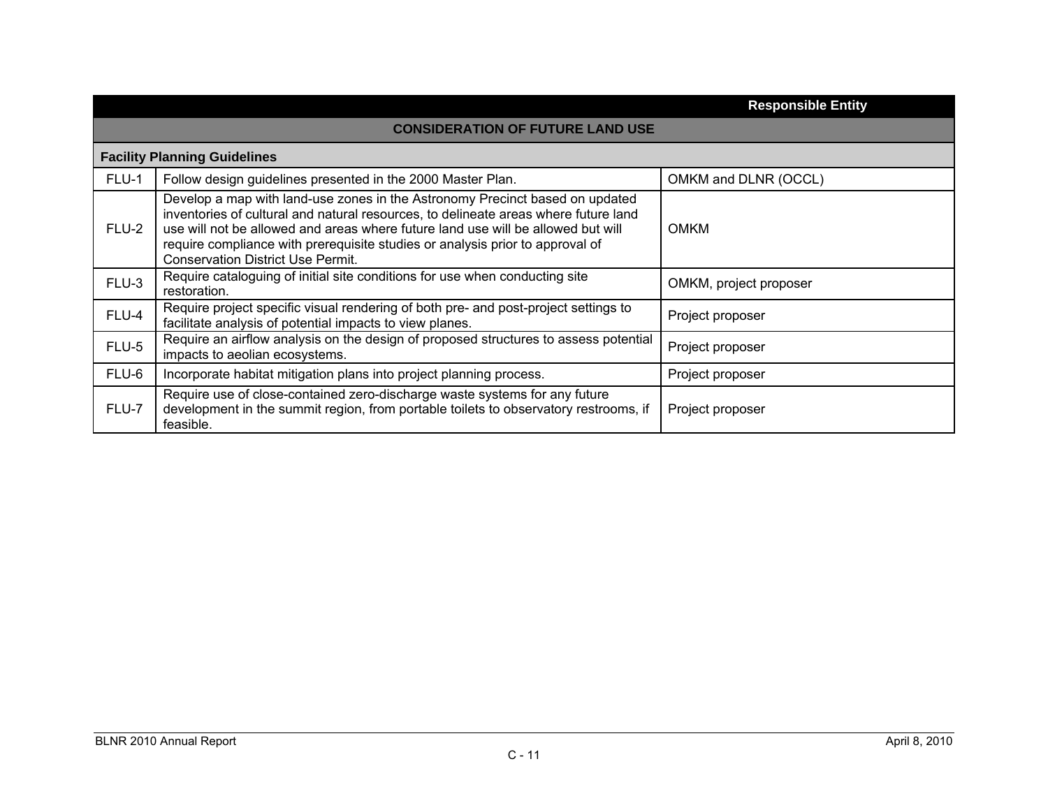| | | Responsible Entity |
|---|---|---|
| **CONSIDERATION OF FUTURE LAND USE** | | |
| **Facility Planning Guidelines** | | |
| FLU-1 | Follow design guidelines presented in the 2000 Master Plan. | OMKM and DLNR (OCCL) |
| FLU-2 | Develop a map with land-use zones in the Astronomy Precinct based on updated inventories of cultural and natural resources, to delineate areas where future land use will not be allowed and areas where future land use will be allowed but will require compliance with prerequisite studies or analysis prior to approval of Conservation District Use Permit. | OMKM |
| FLU-3 | Require cataloguing of initial site conditions for use when conducting site restoration. | OMKM, project proposer |
| FLU-4 | Require project specific visual rendering of both pre- and post-project settings to facilitate analysis of potential impacts to view planes. | Project proposer |
| FLU-5 | Require an airflow analysis on the design of proposed structures to assess potential impacts to aeolian ecosystems. | Project proposer |
| FLU-6 | Incorporate habitat mitigation plans into project planning process. | Project proposer |
| FLU-7 | Require use of close-contained zero-discharge waste systems for any future development in the summit region, from portable toilets to observatory restrooms, if feasible. | Project proposer |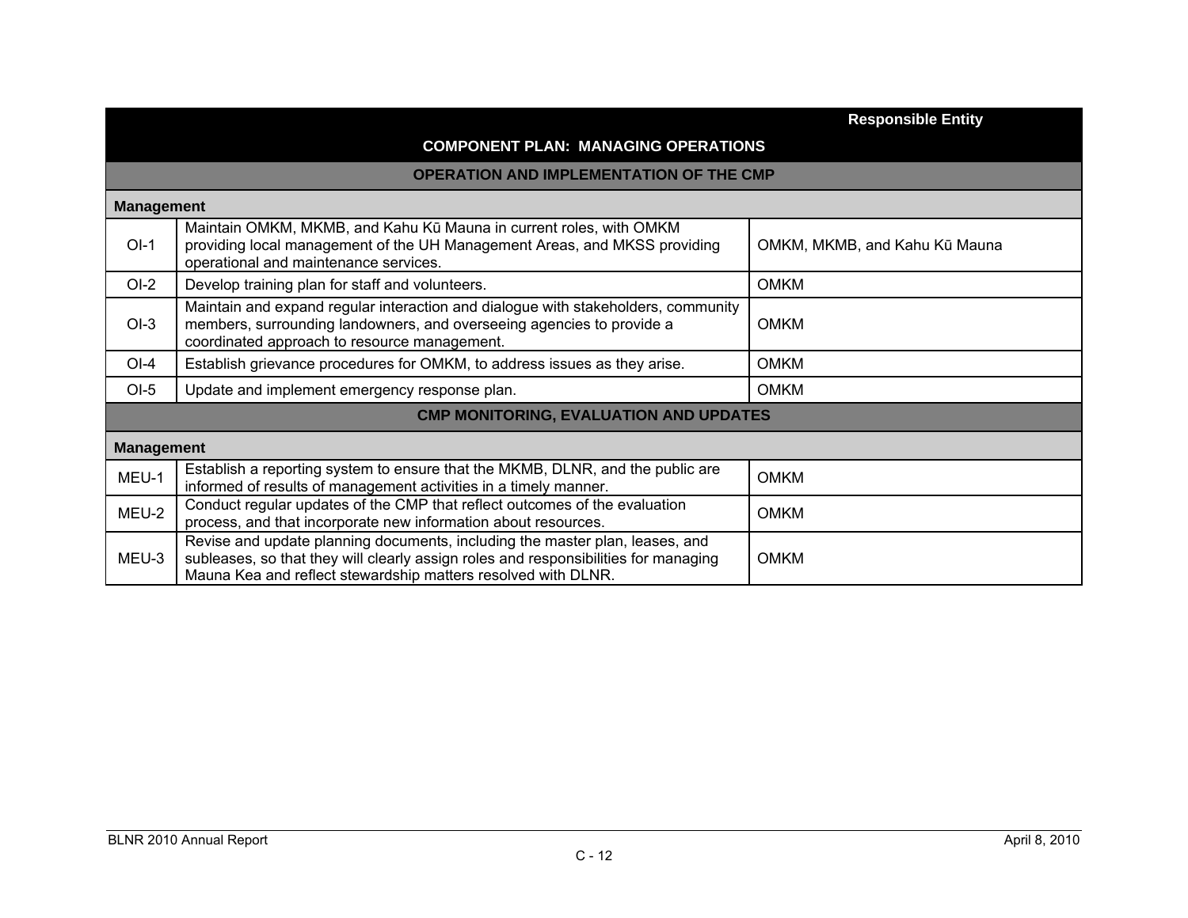| | | Responsible Entity |
|---|---|---|
| **COMPONENT PLAN: MANAGING OPERATIONS** | | |
| **OPERATION AND IMPLEMENTATION OF THE CMP** | | |
| **Management** | | |
| OI-1 | Maintain OMKM, MKMB, and Kahu Kū Mauna in current roles, with OMKM providing local management of the UH Management Areas, and MKSS providing operational and maintenance services. | OMKM, MKMB, and Kahu Kū Mauna |
| OI-2 | Develop training plan for staff and volunteers. | OMKM |
| OI-3 | Maintain and expand regular interaction and dialogue with stakeholders, community members, surrounding landowners, and overseeing agencies to provide a coordinated approach to resource management. | OMKM |
| OI-4 | Establish grievance procedures for OMKM, to address issues as they arise. | OMKM |
| OI-5 | Update and implement emergency response plan. | OMKM |
| **CMP MONITORING, EVALUATION AND UPDATES** | | |
| **Management** | | |
| MEU-1 | Establish a reporting system to ensure that the MKMB, DLNR, and the public are informed of results of management activities in a timely manner. | OMKM |
| MEU-2 | Conduct regular updates of the CMP that reflect outcomes of the evaluation process, and that incorporate new information about resources. | OMKM |
| MEU-3 | Revise and update planning documents, including the master plan, leases, and subleases, so that they will clearly assign roles and responsibilities for managing Mauna Kea and reflect stewardship matters resolved with DLNR. | OMKM |